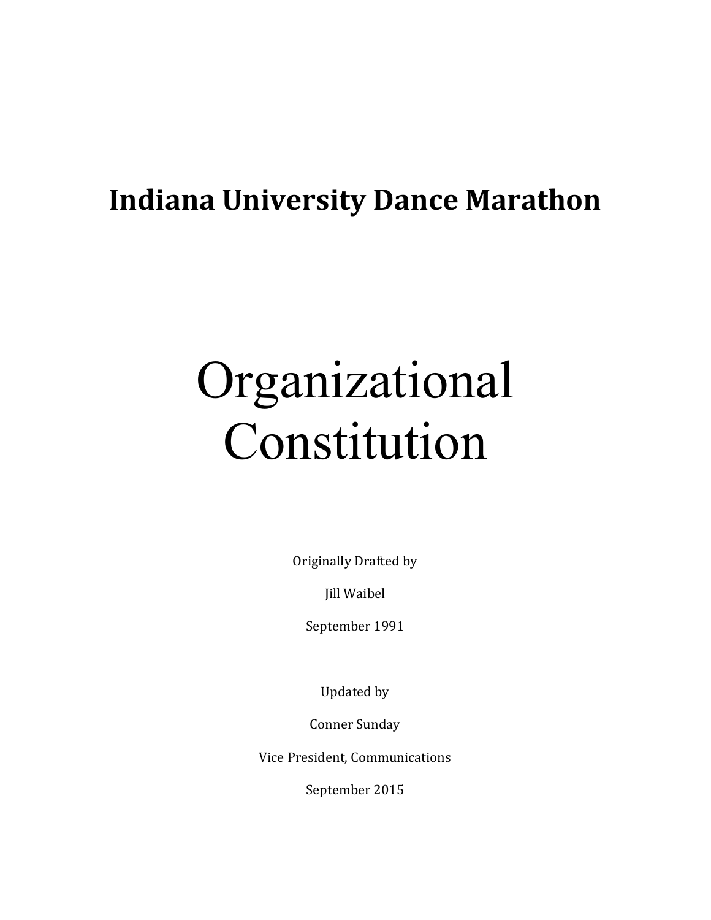# Indiana University Dance Marathon

# Organizational Constitution

Originally Drafted by

Jill Waibel

September 1991

Updated by

Conner Sunday

Vice President, Communications

September 2015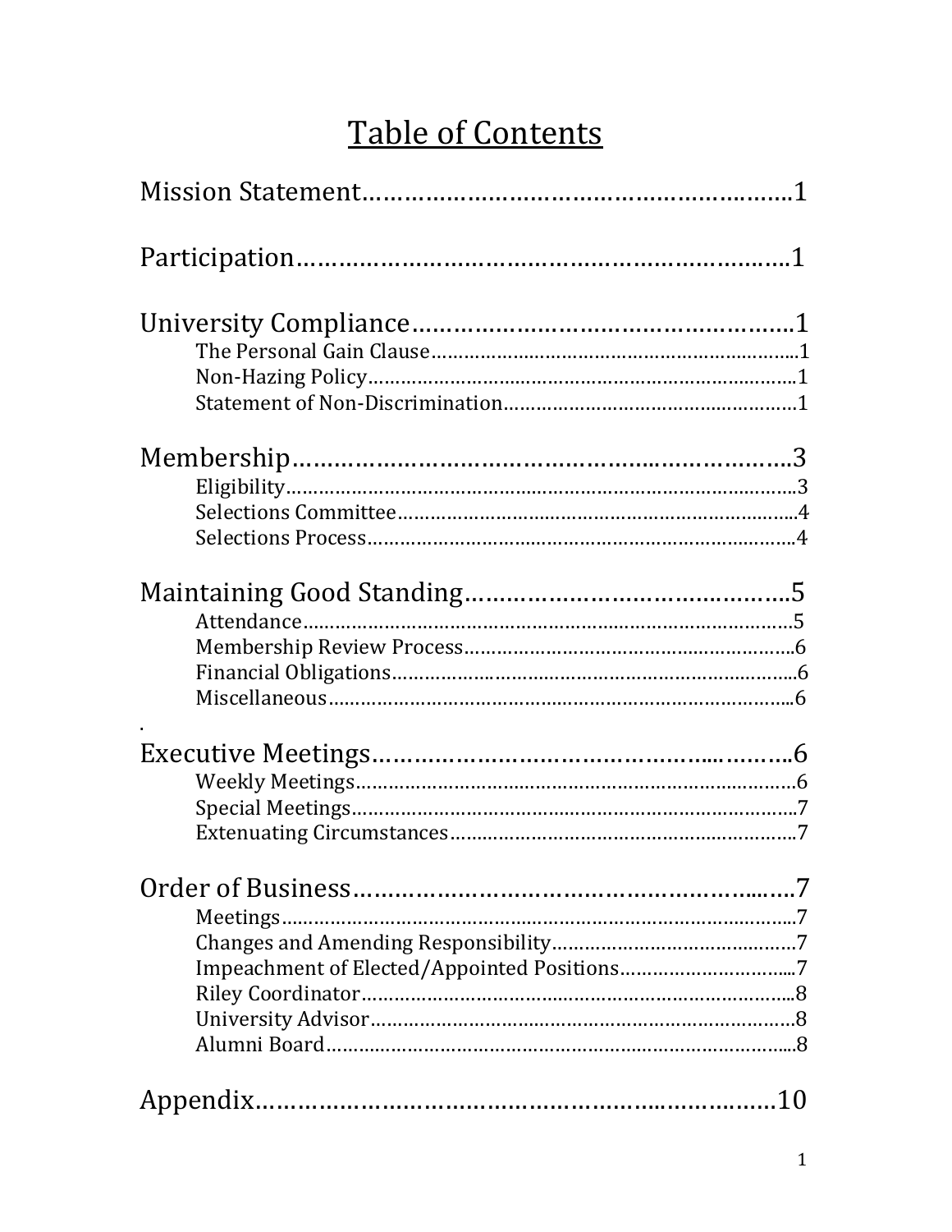# Table of Contents

Mission Statement……………………………………………………1

Participation…………………………………………………………1

University Compliance………………………………………………1
- The Personal Gain Clause……………………………………………1
- Non-Hazing Policy……………………………………………………1
- Statement of Non-Discrimination……………………………………1

Membership…………………………………………………………3
- Eligibility……………………………………………………………3
- Selections Committee………………………………………………4
- Selections Process……………………………………………………4

Maintaining Good Standing…………………………………………5
- Attendance……………………………………………………………5
- Membership Review Process………………………………………6
- Financial Obligations…………………………………………………6
- Miscellaneous…………………………………………………………6

Executive Meetings……………………………………………………6
- Weekly Meetings………………………………………………………6
- Special Meetings………………………………………………………7
- Extenuating Circumstances…………………………………………7

Order of Business………………………………………………………7
- Meetings………………………………………………………………7
- Changes and Amending Responsibility……………………………7
- Impeachment of Elected/Appointed Positions……………………7
- Riley Coordinator……………………………………………………8
- University Advisor……………………………………………………8
- Alumni Board…………………………………………………………8

Appendix………………………………………………………………10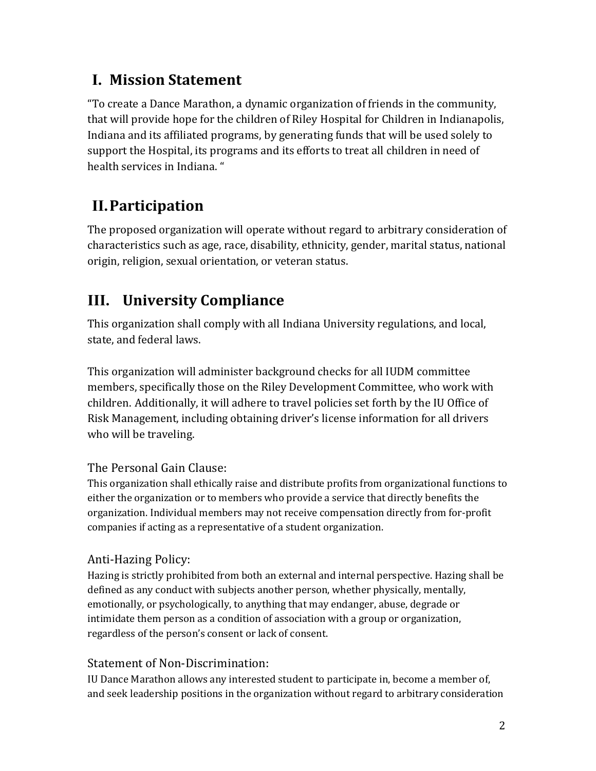## I. Mission Statement

"To create a Dance Marathon, a dynamic organization of friends in the community, that will provide hope for the children of Riley Hospital for Children in Indianapolis, Indiana and its affiliated programs, by generating funds that will be used solely to support the Hospital, its programs and its efforts to treat all children in need of health services in Indiana. "

## II. Participation

The proposed organization will operate without regard to arbitrary consideration of characteristics such as age, race, disability, ethnicity, gender, marital status, national origin, religion, sexual orientation, or veteran status.

## III. University Compliance

This organization shall comply with all Indiana University regulations, and local, state, and federal laws.

This organization will administer background checks for all IUDM committee members, specifically those on the Riley Development Committee, who work with children. Additionally, it will adhere to travel policies set forth by the IU Office of Risk Management, including obtaining driver's license information for all drivers who will be traveling.

### The Personal Gain Clause:

This organization shall ethically raise and distribute profits from organizational functions to either the organization or to members who provide a service that directly benefits the organization. Individual members may not receive compensation directly from for-profit companies if acting as a representative of a student organization.

### Anti-Hazing Policy:

Hazing is strictly prohibited from both an external and internal perspective. Hazing shall be defined as any conduct with subjects another person, whether physically, mentally, emotionally, or psychologically, to anything that may endanger, abuse, degrade or intimidate them person as a condition of association with a group or organization, regardless of the person's consent or lack of consent.

### Statement of Non-Discrimination:

IU Dance Marathon allows any interested student to participate in, become a member of, and seek leadership positions in the organization without regard to arbitrary consideration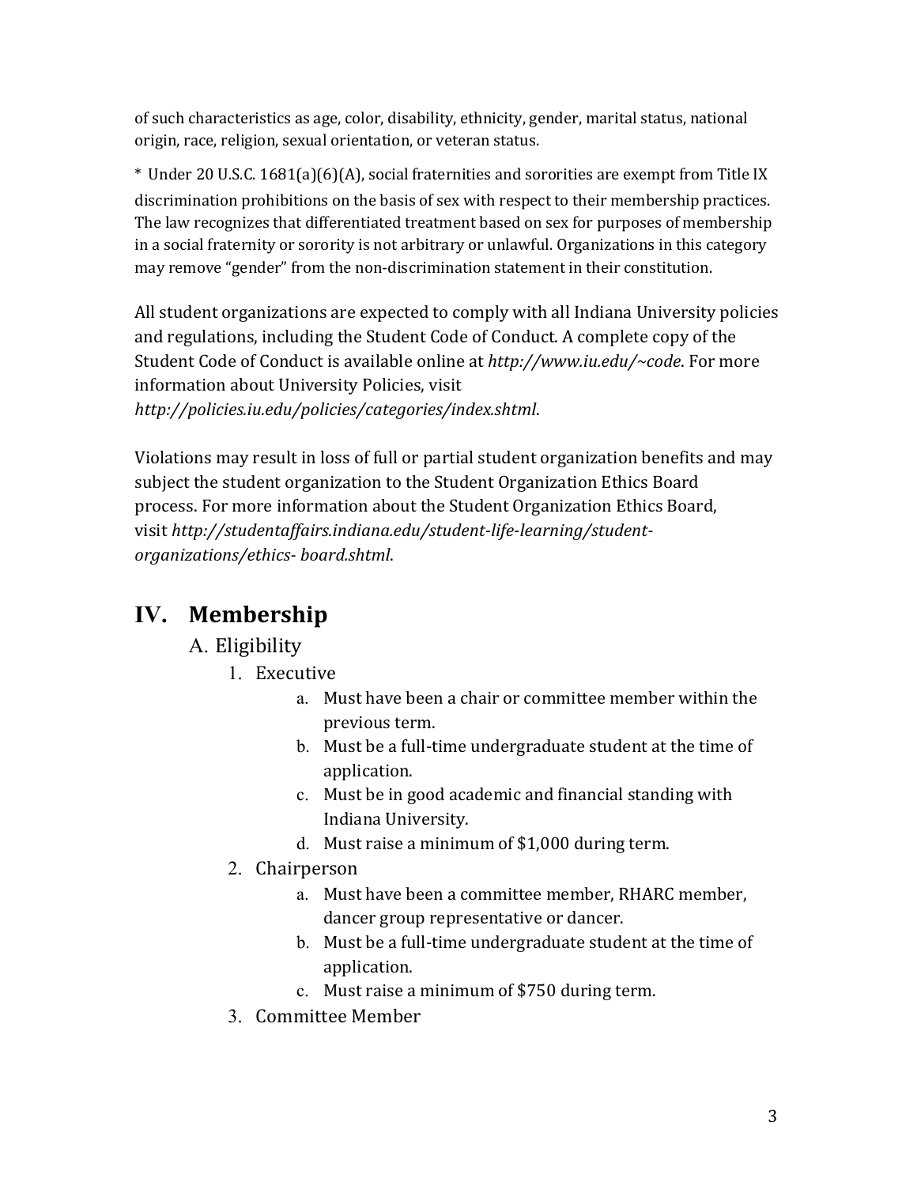of such characteristics as age, color, disability, ethnicity, gender, marital status, national origin, race, religion, sexual orientation, or veteran status.

* Under 20 U.S.C. 1681(a)(6)(A), social fraternities and sororities are exempt from Title IX discrimination prohibitions on the basis of sex with respect to their membership practices. The law recognizes that differentiated treatment based on sex for purposes of membership in a social fraternity or sorority is not arbitrary or unlawful. Organizations in this category may remove "gender" from the non-discrimination statement in their constitution.

All student organizations are expected to comply with all Indiana University policies and regulations, including the Student Code of Conduct. A complete copy of the Student Code of Conduct is available online at *http://www.iu.edu/~code*. For more information about University Policies, visit *http://policies.iu.edu/policies/categories/index.shtml*.

Violations may result in loss of full or partial student organization benefits and may subject the student organization to the Student Organization Ethics Board process. For more information about the Student Organization Ethics Board, visit *http://studentaffairs.indiana.edu/student-life-learning/student-organizations/ethics- board.shtml*.

## IV. Membership

A. Eligibility

1. Executive
   a. Must have been a chair or committee member within the previous term.
   b. Must be a full-time undergraduate student at the time of application.
   c. Must be in good academic and financial standing with Indiana University.
   d. Must raise a minimum of $1,000 during term.
2. Chairperson
   a. Must have been a committee member, RHARC member, dancer group representative or dancer.
   b. Must be a full-time undergraduate student at the time of application.
   c. Must raise a minimum of $750 during term.
3. Committee Member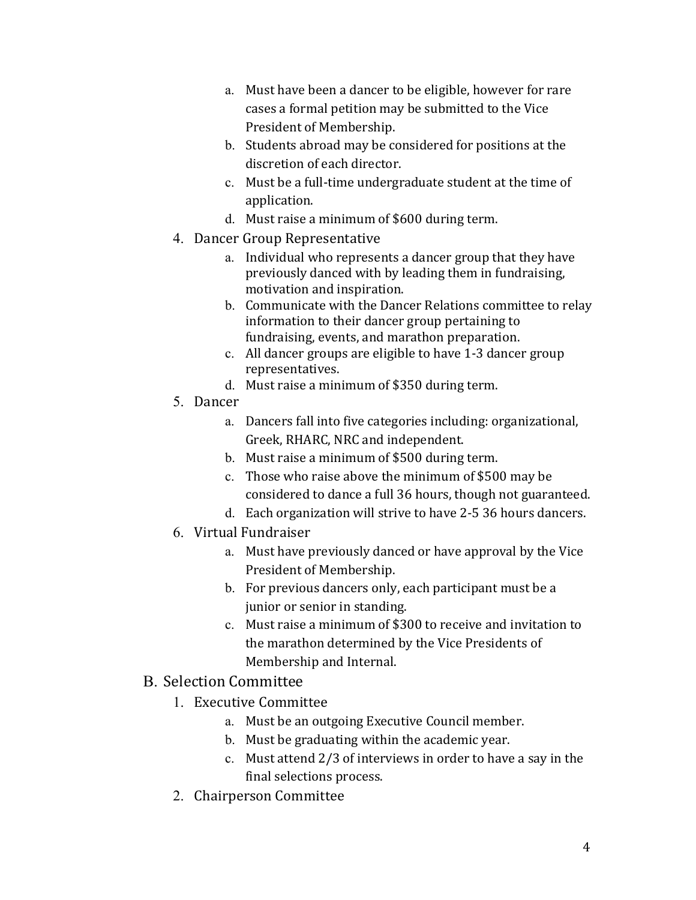a. Must have been a dancer to be eligible, however for rare cases a formal petition may be submitted to the Vice President of Membership.
   b. Students abroad may be considered for positions at the discretion of each director.
   c. Must be a full-time undergraduate student at the time of application.
   d. Must raise a minimum of $600 during term.

4. Dancer Group Representative
   a. Individual who represents a dancer group that they have previously danced with by leading them in fundraising, motivation and inspiration.
   b. Communicate with the Dancer Relations committee to relay information to their dancer group pertaining to fundraising, events, and marathon preparation.
   c. All dancer groups are eligible to have 1-3 dancer group representatives.
   d. Must raise a minimum of $350 during term.

5. Dancer
   a. Dancers fall into five categories including: organizational, Greek, RHARC, NRC and independent.
   b. Must raise a minimum of $500 during term.
   c. Those who raise above the minimum of $500 may be considered to dance a full 36 hours, though not guaranteed.
   d. Each organization will strive to have 2-5 36 hours dancers.

6. Virtual Fundraiser
   a. Must have previously danced or have approval by the Vice President of Membership.
   b. For previous dancers only, each participant must be a junior or senior in standing.
   c. Must raise a minimum of $300 to receive and invitation to the marathon determined by the Vice Presidents of Membership and Internal.

B. Selection Committee

1. Executive Committee
   a. Must be an outgoing Executive Council member.
   b. Must be graduating within the academic year.
   c. Must attend 2/3 of interviews in order to have a say in the final selections process.

2. Chairperson Committee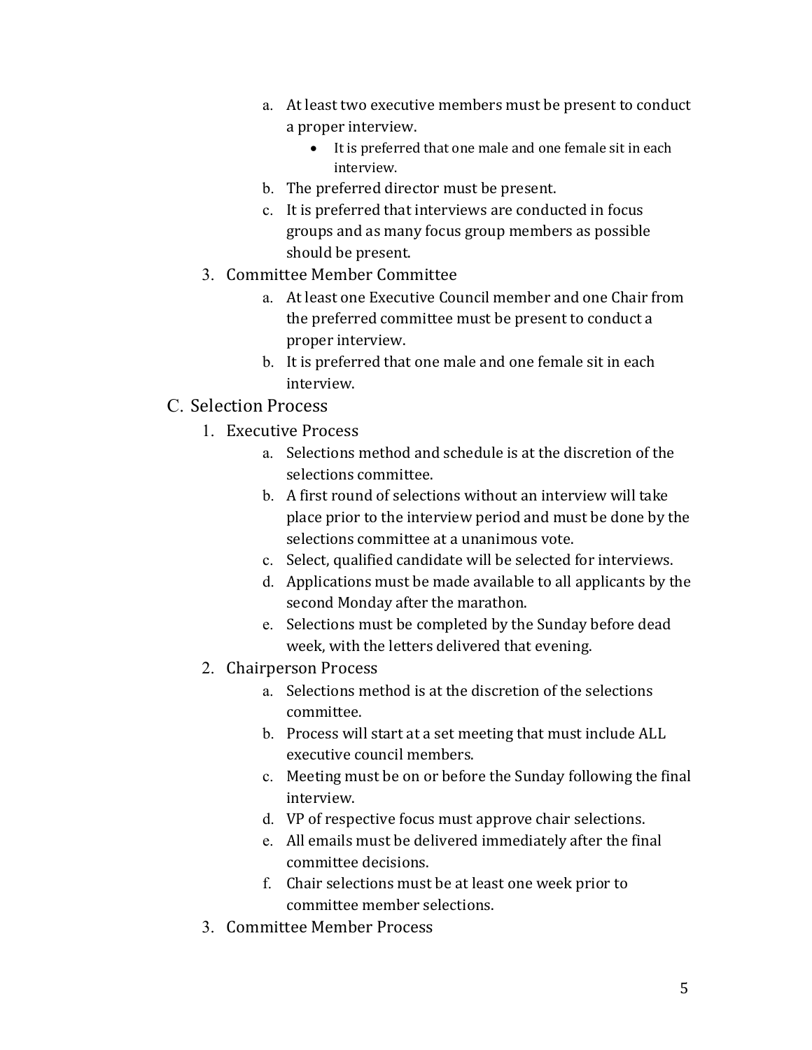a. At least two executive members must be present to conduct a proper interview.
      - It is preferred that one male and one female sit in each interview.
   b. The preferred director must be present.
   c. It is preferred that interviews are conducted in focus groups and as many focus group members as possible should be present.

3. Committee Member Committee
   a. At least one Executive Council member and one Chair from the preferred committee must be present to conduct a proper interview.
   b. It is preferred that one male and one female sit in each interview.

C. Selection Process

1. Executive Process
   a. Selections method and schedule is at the discretion of the selections committee.
   b. A first round of selections without an interview will take place prior to the interview period and must be done by the selections committee at a unanimous vote.
   c. Select, qualified candidate will be selected for interviews.
   d. Applications must be made available to all applicants by the second Monday after the marathon.
   e. Selections must be completed by the Sunday before dead week, with the letters delivered that evening.

2. Chairperson Process
   a. Selections method is at the discretion of the selections committee.
   b. Process will start at a set meeting that must include ALL executive council members.
   c. Meeting must be on or before the Sunday following the final interview.
   d. VP of respective focus must approve chair selections.
   e. All emails must be delivered immediately after the final committee decisions.
   f. Chair selections must be at least one week prior to committee member selections.

3. Committee Member Process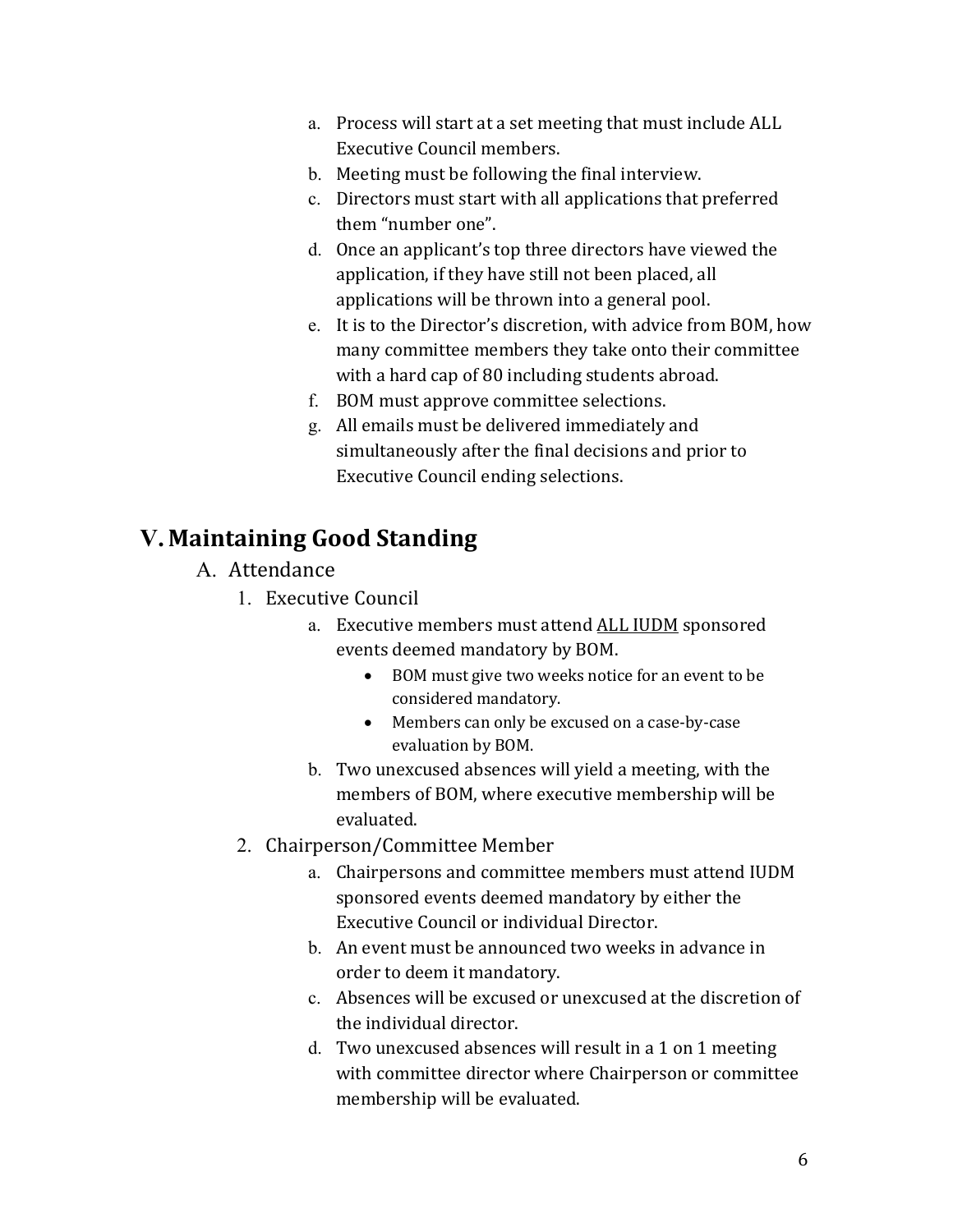a. Process will start at a set meeting that must include ALL Executive Council members.
b. Meeting must be following the final interview.
c. Directors must start with all applications that preferred them "number one".
d. Once an applicant's top three directors have viewed the application, if they have still not been placed, all applications will be thrown into a general pool.
e. It is to the Director's discretion, with advice from BOM, how many committee members they take onto their committee with a hard cap of 80 including students abroad.
f. BOM must approve committee selections.
g. All emails must be delivered immediately and simultaneously after the final decisions and prior to Executive Council ending selections.

# V. Maintaining Good Standing

## A. Attendance

1. Executive Council
    a. Executive members must attend <u>ALL IUDM</u> sponsored events deemed mandatory by BOM.
        - BOM must give two weeks notice for an event to be considered mandatory.
        - Members can only be excused on a case-by-case evaluation by BOM.

    b. Two unexcused absences will yield a meeting, with the members of BOM, where executive membership will be evaluated.
2. Chairperson/Committee Member
    a. Chairpersons and committee members must attend IUDM sponsored events deemed mandatory by either the Executive Council or individual Director.
    b. An event must be announced two weeks in advance in order to deem it mandatory.
    c. Absences will be excused or unexcused at the discretion of the individual director.
    d. Two unexcused absences will result in a 1 on 1 meeting with committee director where Chairperson or committee membership will be evaluated.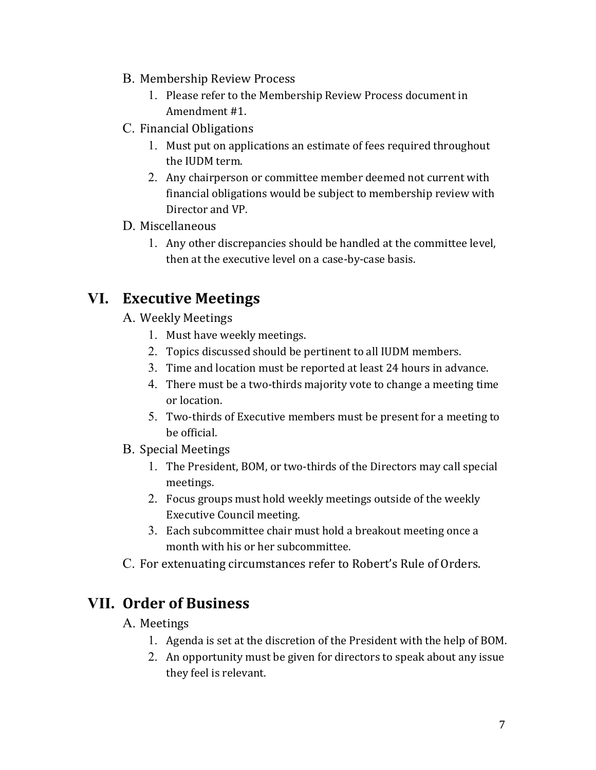B. Membership Review Process
   1. Please refer to the Membership Review Process document in Amendment #1.

C. Financial Obligations
   1. Must put on applications an estimate of fees required throughout the IUDM term.
   2. Any chairperson or committee member deemed not current with financial obligations would be subject to membership review with Director and VP.

D. Miscellaneous
   1. Any other discrepancies should be handled at the committee level, then at the executive level on a case-by-case basis.

## VI. Executive Meetings

A. Weekly Meetings
   1. Must have weekly meetings.
   2. Topics discussed should be pertinent to all IUDM members.
   3. Time and location must be reported at least 24 hours in advance.
   4. There must be a two-thirds majority vote to change a meeting time or location.
   5. Two-thirds of Executive members must be present for a meeting to be official.

B. Special Meetings
   1. The President, BOM, or two-thirds of the Directors may call special meetings.
   2. Focus groups must hold weekly meetings outside of the weekly Executive Council meeting.
   3. Each subcommittee chair must hold a breakout meeting once a month with his or her subcommittee.

C. For extenuating circumstances refer to Robert's Rule of Orders.

## VII. Order of Business

A. Meetings
   1. Agenda is set at the discretion of the President with the help of BOM.
   2. An opportunity must be given for directors to speak about any issue they feel is relevant.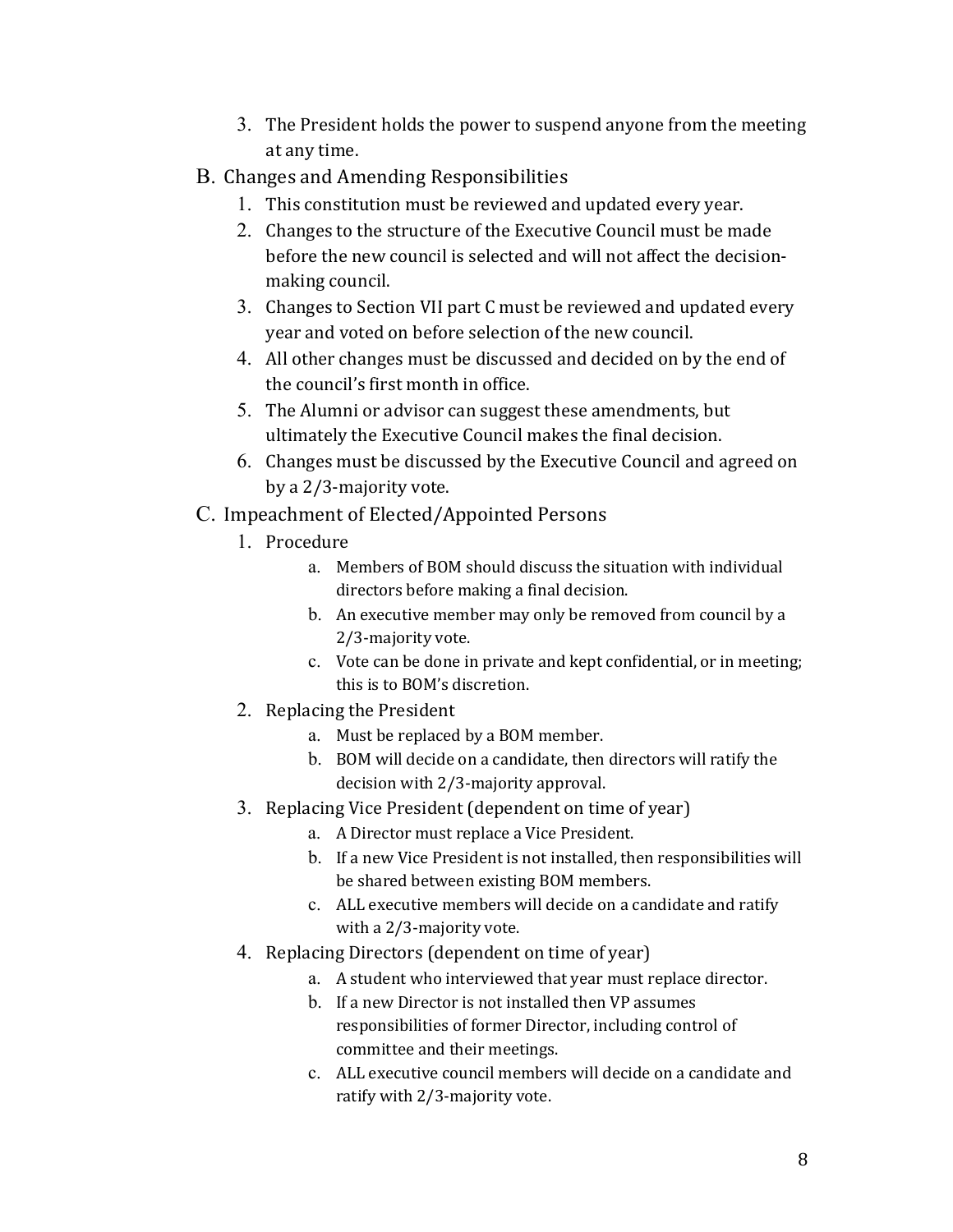3. The President holds the power to suspend anyone from the meeting at any time.

B. Changes and Amending Responsibilities
   1. This constitution must be reviewed and updated every year.
   2. Changes to the structure of the Executive Council must be made before the new council is selected and will not affect the decision-making council.
   3. Changes to Section VII part C must be reviewed and updated every year and voted on before selection of the new council.
   4. All other changes must be discussed and decided on by the end of the council's first month in office.
   5. The Alumni or advisor can suggest these amendments, but ultimately the Executive Council makes the final decision.
   6. Changes must be discussed by the Executive Council and agreed on by a 2/3-majority vote.

C. Impeachment of Elected/Appointed Persons
   1. Procedure
      a. Members of BOM should discuss the situation with individual directors before making a final decision.
      b. An executive member may only be removed from council by a 2/3-majority vote.
      c. Vote can be done in private and kept confidential, or in meeting; this is to BOM's discretion.
   2. Replacing the President
      a. Must be replaced by a BOM member.
      b. BOM will decide on a candidate, then directors will ratify the decision with 2/3-majority approval.
   3. Replacing Vice President (dependent on time of year)
      a. A Director must replace a Vice President.
      b. If a new Vice President is not installed, then responsibilities will be shared between existing BOM members.
      c. ALL executive members will decide on a candidate and ratify with a 2/3-majority vote.
   4. Replacing Directors (dependent on time of year)
      a. A student who interviewed that year must replace director.
      b. If a new Director is not installed then VP assumes responsibilities of former Director, including control of committee and their meetings.
      c. ALL executive council members will decide on a candidate and ratify with 2/3-majority vote.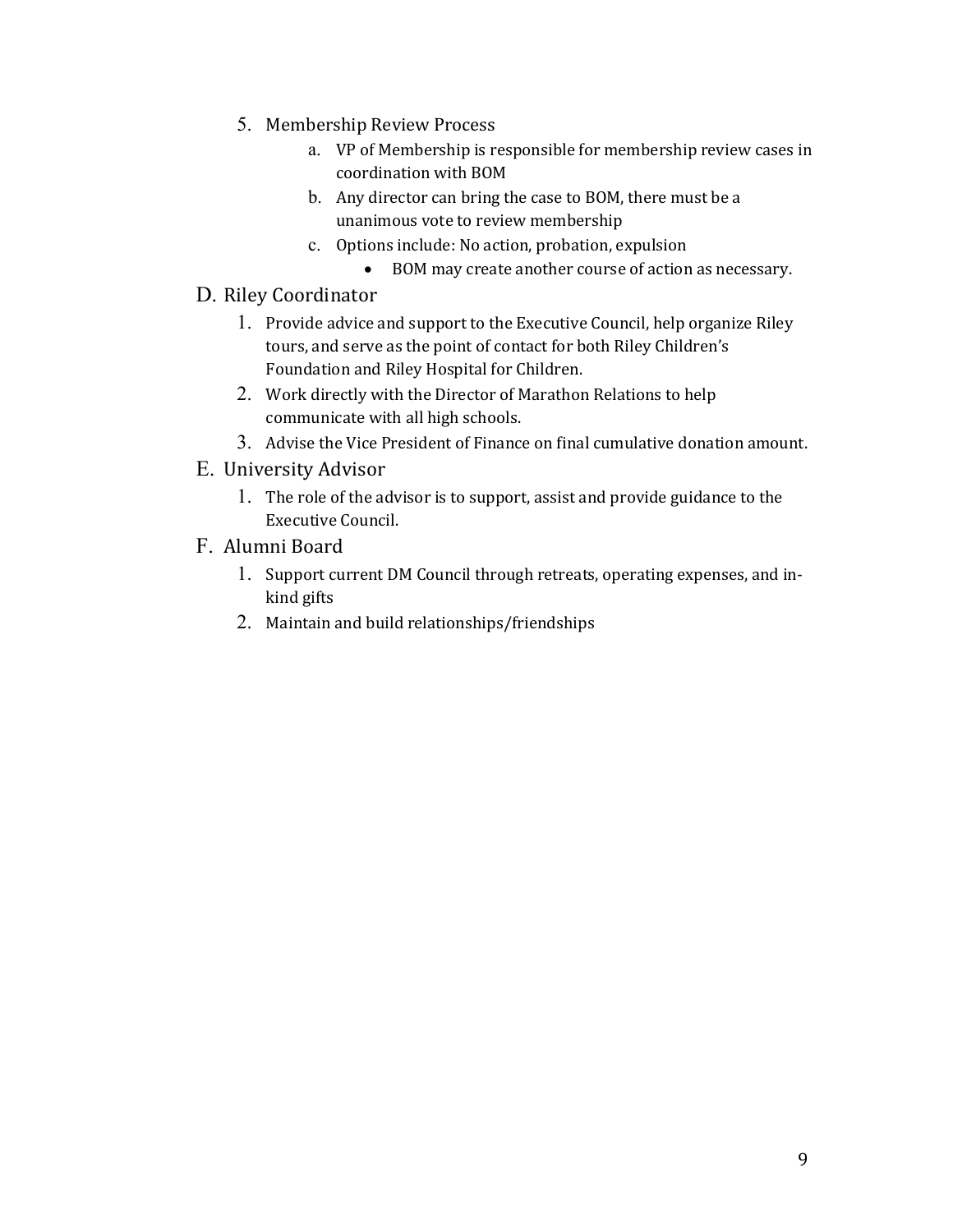5. Membership Review Process
    a. VP of Membership is responsible for membership review cases in coordination with BOM
    b. Any director can bring the case to BOM, there must be a unanimous vote to review membership
    c. Options include: No action, probation, expulsion
        - BOM may create another course of action as necessary.

D. Riley Coordinator

1. Provide advice and support to the Executive Council, help organize Riley tours, and serve as the point of contact for both Riley Children's Foundation and Riley Hospital for Children.
2. Work directly with the Director of Marathon Relations to help communicate with all high schools.
3. Advise the Vice President of Finance on final cumulative donation amount.

E. University Advisor

1. The role of the advisor is to support, assist and provide guidance to the Executive Council.

F. Alumni Board

1. Support current DM Council through retreats, operating expenses, and in-kind gifts
2. Maintain and build relationships/friendships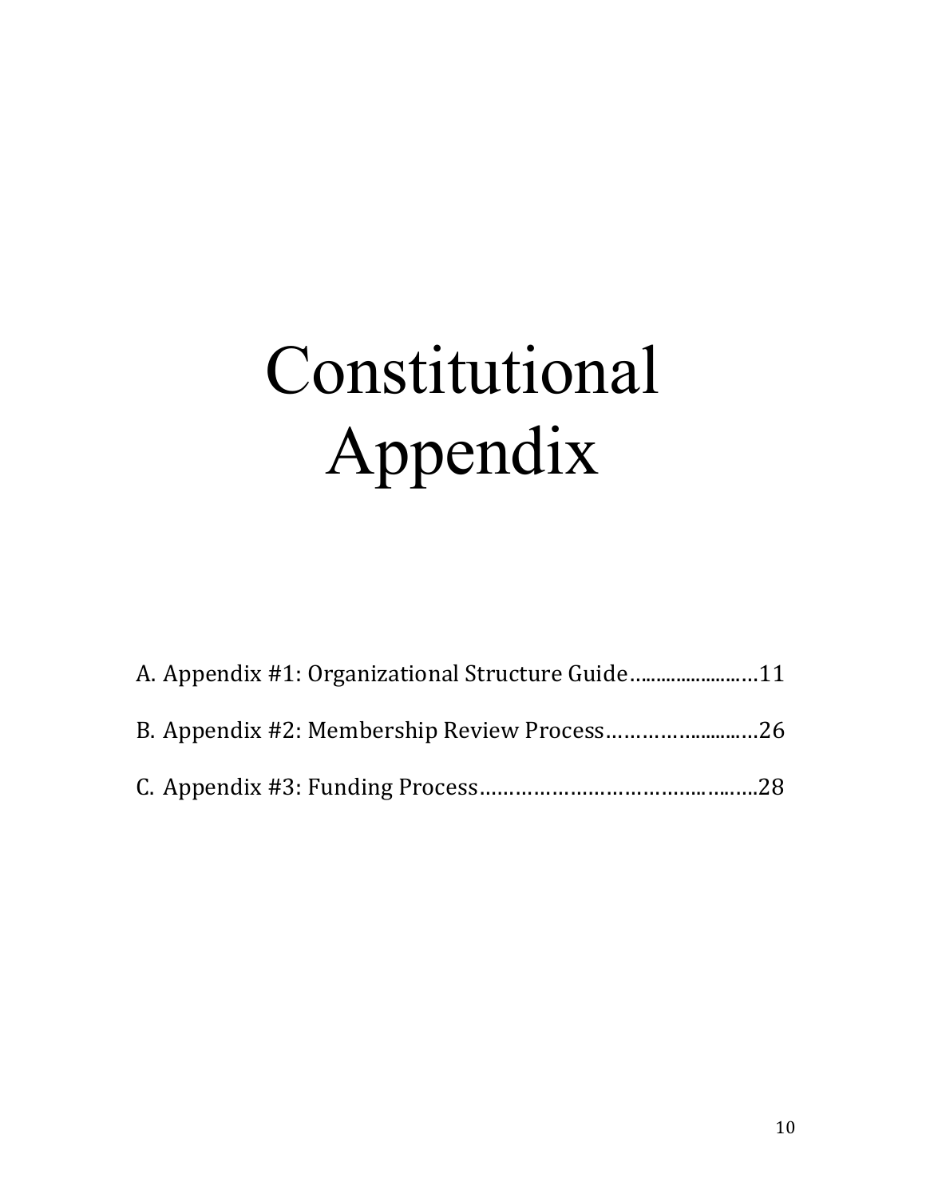# Constitutional Appendix

A. Appendix #1: Organizational Structure Guide……………………11

B. Appendix #2: Membership Review Process………………………26

C. Appendix #3: Funding Process…………………………………………28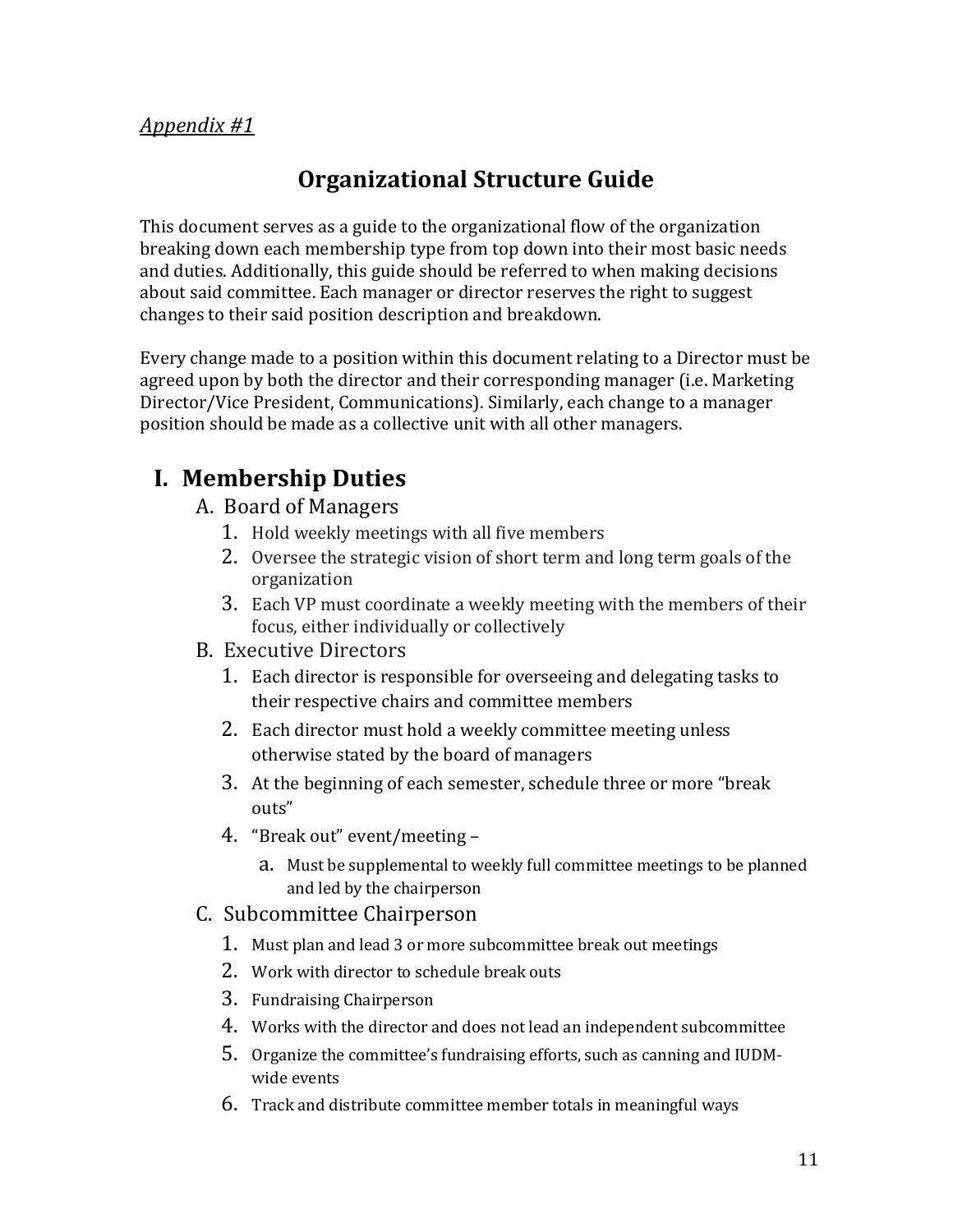*Appendix #1*

# Organizational Structure Guide

This document serves as a guide to the organizational flow of the organization breaking down each membership type from top down into their most basic needs and duties. Additionally, this guide should be referred to when making decisions about said committee. Each manager or director reserves the right to suggest changes to their said position description and breakdown.

Every change made to a position within this document relating to a Director must be agreed upon by both the director and their corresponding manager (i.e. Marketing Director/Vice President, Communications). Similarly, each change to a manager position should be made as a collective unit with all other managers.

## I. Membership Duties

A. Board of Managers

1. Hold weekly meetings with all five members
2. Oversee the strategic vision of short term and long term goals of the organization
3. Each VP must coordinate a weekly meeting with the members of their focus, either individually or collectively

B. Executive Directors

1. Each director is responsible for overseeing and delegating tasks to their respective chairs and committee members
2. Each director must hold a weekly committee meeting unless otherwise stated by the board of managers
3. At the beginning of each semester, schedule three or more "break outs"
4. "Break out" event/meeting –
   a. Must be supplemental to weekly full committee meetings to be planned and led by the chairperson

C. Subcommittee Chairperson

1. Must plan and lead 3 or more subcommittee break out meetings
2. Work with director to schedule break outs
3. Fundraising Chairperson
4. Works with the director and does not lead an independent subcommittee
5. Organize the committee's fundraising efforts, such as canning and IUDM-wide events
6. Track and distribute committee member totals in meaningful ways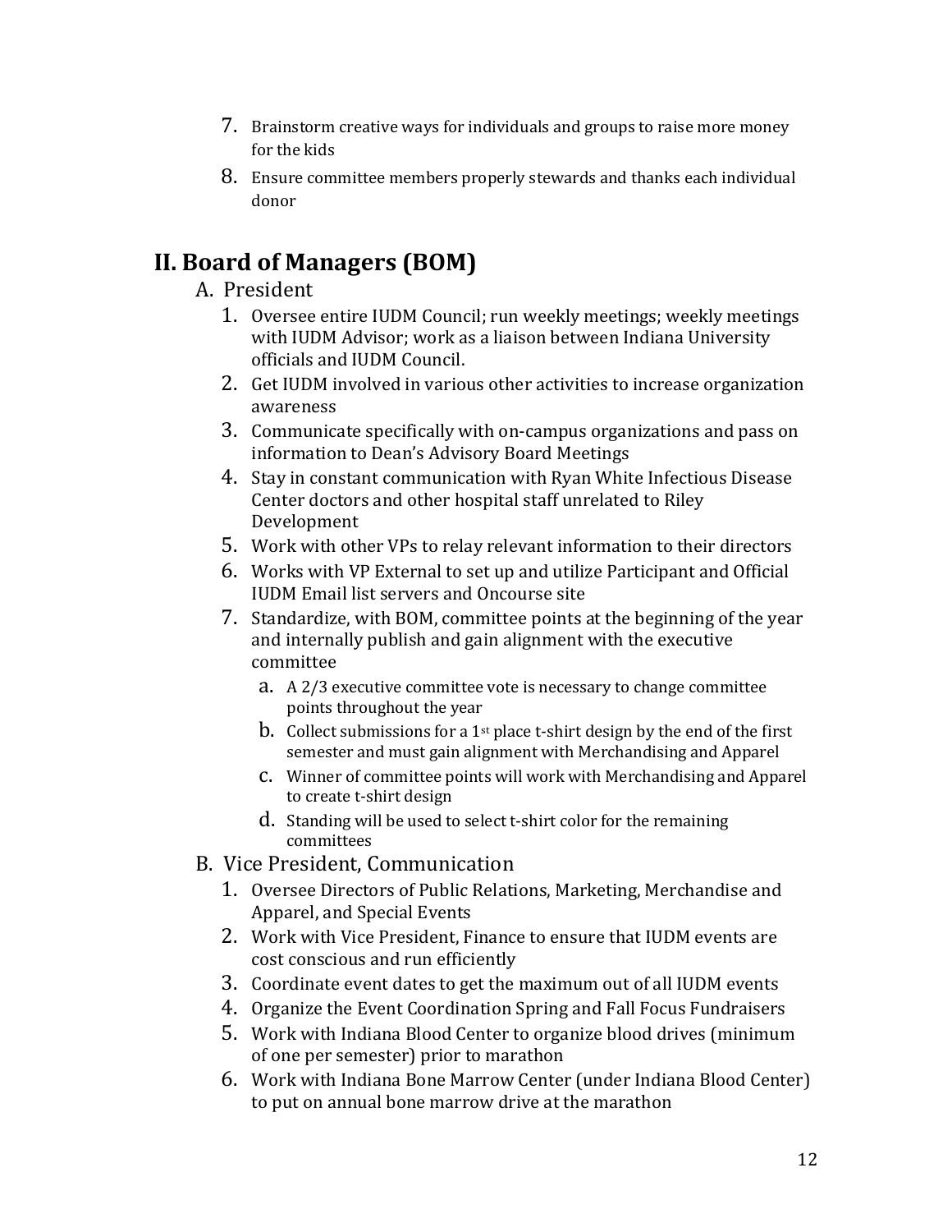7. Brainstorm creative ways for individuals and groups to raise more money for the kids
8. Ensure committee members properly stewards and thanks each individual donor

## II. Board of Managers (BOM)

A. President

1. Oversee entire IUDM Council; run weekly meetings; weekly meetings with IUDM Advisor; work as a liaison between Indiana University officials and IUDM Council.
2. Get IUDM involved in various other activities to increase organization awareness
3. Communicate specifically with on-campus organizations and pass on information to Dean's Advisory Board Meetings
4. Stay in constant communication with Ryan White Infectious Disease Center doctors and other hospital staff unrelated to Riley Development
5. Work with other VPs to relay relevant information to their directors
6. Works with VP External to set up and utilize Participant and Official IUDM Email list servers and Oncourse site
7. Standardize, with BOM, committee points at the beginning of the year and internally publish and gain alignment with the executive committee
   a. A 2/3 executive committee vote is necessary to change committee points throughout the year
   b. Collect submissions for a 1st place t-shirt design by the end of the first semester and must gain alignment with Merchandising and Apparel
   c. Winner of committee points will work with Merchandising and Apparel to create t-shirt design
   d. Standing will be used to select t-shirt color for the remaining committees

B. Vice President, Communication

1. Oversee Directors of Public Relations, Marketing, Merchandise and Apparel, and Special Events
2. Work with Vice President, Finance to ensure that IUDM events are cost conscious and run efficiently
3. Coordinate event dates to get the maximum out of all IUDM events
4. Organize the Event Coordination Spring and Fall Focus Fundraisers
5. Work with Indiana Blood Center to organize blood drives (minimum of one per semester) prior to marathon
6. Work with Indiana Bone Marrow Center (under Indiana Blood Center) to put on annual bone marrow drive at the marathon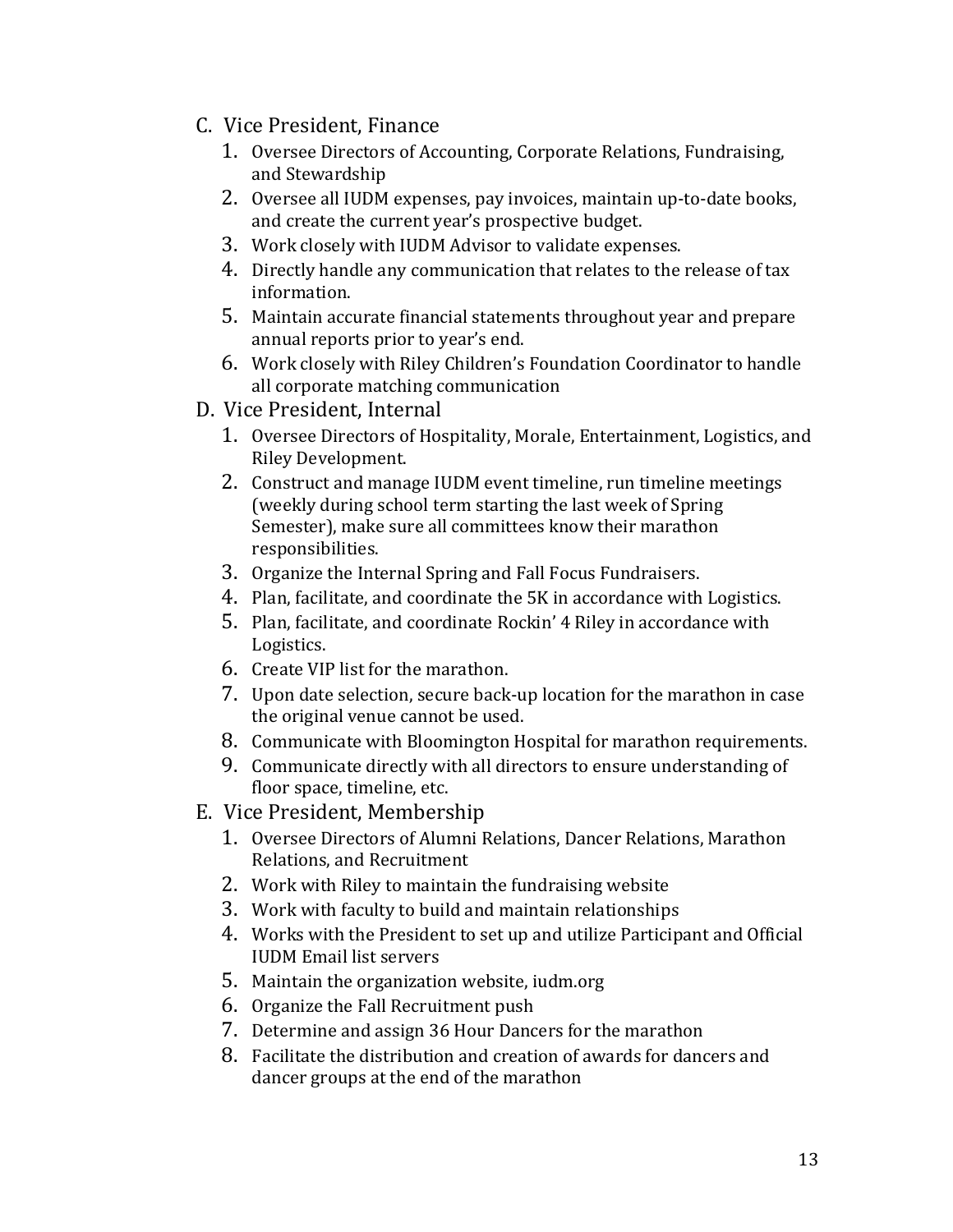C. Vice President, Finance
   1. Oversee Directors of Accounting, Corporate Relations, Fundraising, and Stewardship
   2. Oversee all IUDM expenses, pay invoices, maintain up-to-date books, and create the current year's prospective budget.
   3. Work closely with IUDM Advisor to validate expenses.
   4. Directly handle any communication that relates to the release of tax information.
   5. Maintain accurate financial statements throughout year and prepare annual reports prior to year's end.
   6. Work closely with Riley Children's Foundation Coordinator to handle all corporate matching communication

D. Vice President, Internal
   1. Oversee Directors of Hospitality, Morale, Entertainment, Logistics, and Riley Development.
   2. Construct and manage IUDM event timeline, run timeline meetings (weekly during school term starting the last week of Spring Semester), make sure all committees know their marathon responsibilities.
   3. Organize the Internal Spring and Fall Focus Fundraisers.
   4. Plan, facilitate, and coordinate the 5K in accordance with Logistics.
   5. Plan, facilitate, and coordinate Rockin' 4 Riley in accordance with Logistics.
   6. Create VIP list for the marathon.
   7. Upon date selection, secure back-up location for the marathon in case the original venue cannot be used.
   8. Communicate with Bloomington Hospital for marathon requirements.
   9. Communicate directly with all directors to ensure understanding of floor space, timeline, etc.

E. Vice President, Membership
   1. Oversee Directors of Alumni Relations, Dancer Relations, Marathon Relations, and Recruitment
   2. Work with Riley to maintain the fundraising website
   3. Work with faculty to build and maintain relationships
   4. Works with the President to set up and utilize Participant and Official IUDM Email list servers
   5. Maintain the organization website, iudm.org
   6. Organize the Fall Recruitment push
   7. Determine and assign 36 Hour Dancers for the marathon
   8. Facilitate the distribution and creation of awards for dancers and dancer groups at the end of the marathon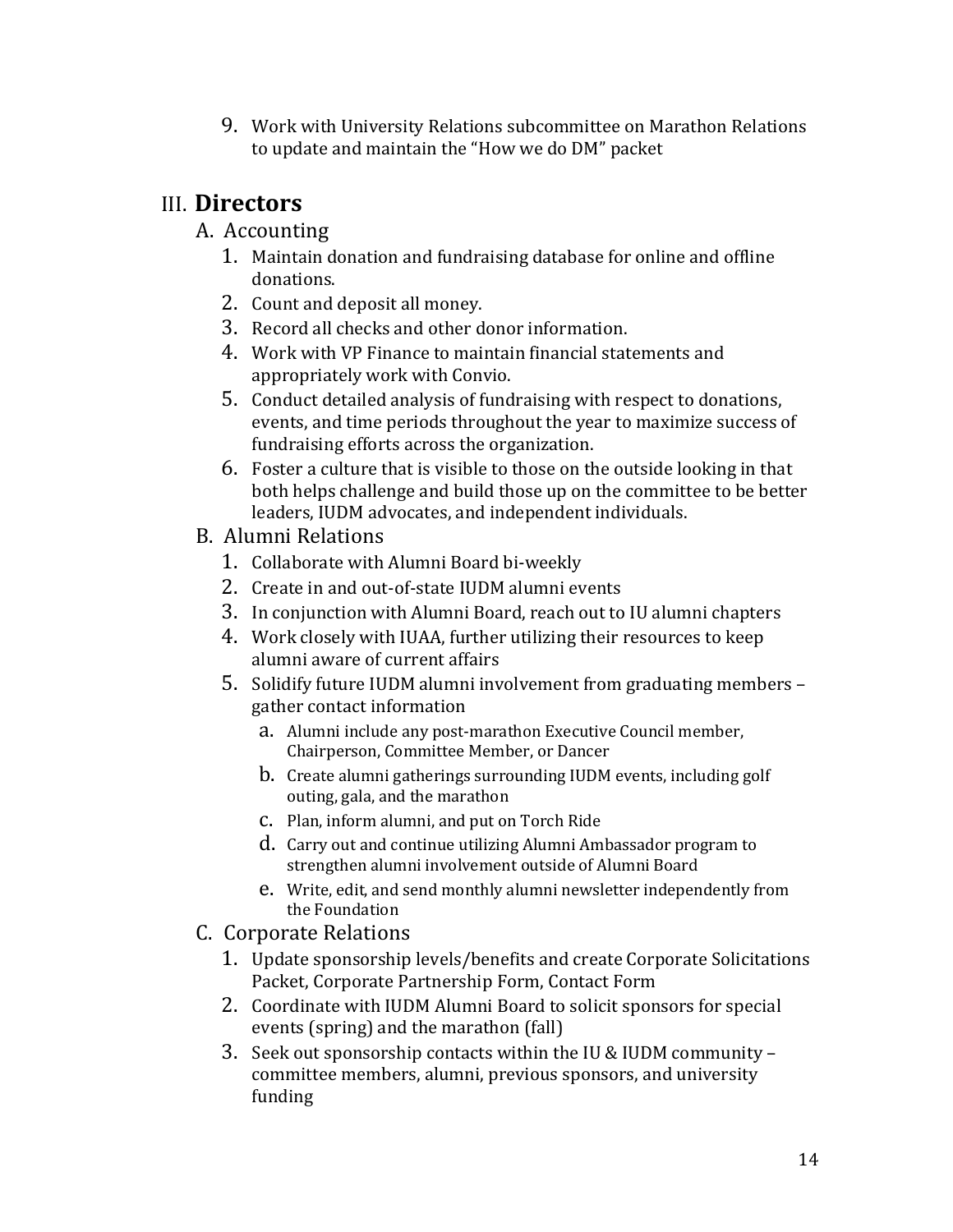9. Work with University Relations subcommittee on Marathon Relations to update and maintain the "How we do DM" packet

## III. **Directors**

### A. Accounting

1. Maintain donation and fundraising database for online and offline donations.
2. Count and deposit all money.
3. Record all checks and other donor information.
4. Work with VP Finance to maintain financial statements and appropriately work with Convio.
5. Conduct detailed analysis of fundraising with respect to donations, events, and time periods throughout the year to maximize success of fundraising efforts across the organization.
6. Foster a culture that is visible to those on the outside looking in that both helps challenge and build those up on the committee to be better leaders, IUDM advocates, and independent individuals.

### B. Alumni Relations

1. Collaborate with Alumni Board bi-weekly
2. Create in and out-of-state IUDM alumni events
3. In conjunction with Alumni Board, reach out to IU alumni chapters
4. Work closely with IUAA, further utilizing their resources to keep alumni aware of current affairs
5. Solidify future IUDM alumni involvement from graduating members – gather contact information
   a. Alumni include any post-marathon Executive Council member, Chairperson, Committee Member, or Dancer
   b. Create alumni gatherings surrounding IUDM events, including golf outing, gala, and the marathon
   c. Plan, inform alumni, and put on Torch Ride
   d. Carry out and continue utilizing Alumni Ambassador program to strengthen alumni involvement outside of Alumni Board
   e. Write, edit, and send monthly alumni newsletter independently from the Foundation

### C. Corporate Relations

1. Update sponsorship levels/benefits and create Corporate Solicitations Packet, Corporate Partnership Form, Contact Form
2. Coordinate with IUDM Alumni Board to solicit sponsors for special events (spring) and the marathon (fall)
3. Seek out sponsorship contacts within the IU & IUDM community – committee members, alumni, previous sponsors, and university funding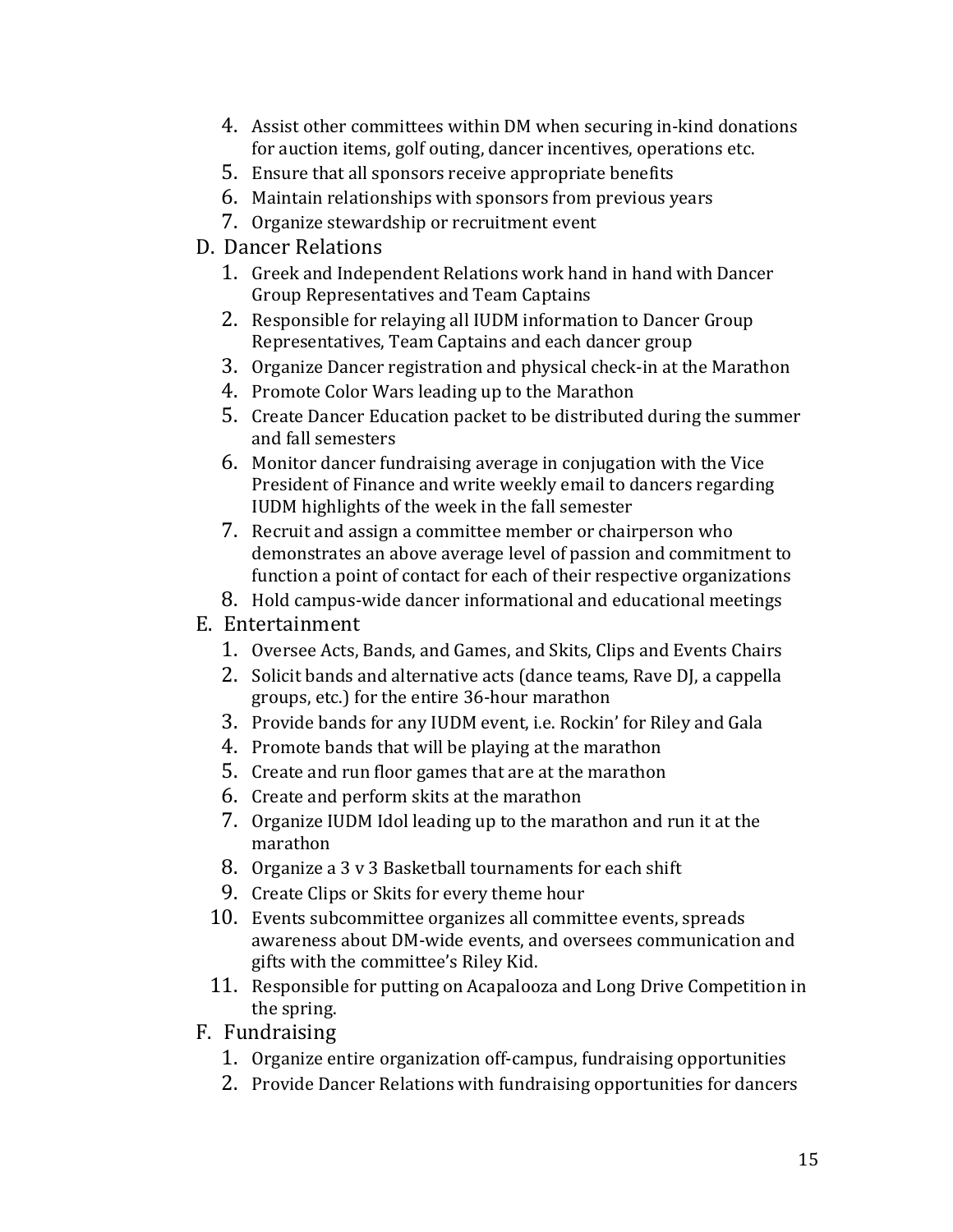4. Assist other committees within DM when securing in-kind donations for auction items, golf outing, dancer incentives, operations etc.
5. Ensure that all sponsors receive appropriate benefits
6. Maintain relationships with sponsors from previous years
7. Organize stewardship or recruitment event

D. Dancer Relations

1. Greek and Independent Relations work hand in hand with Dancer Group Representatives and Team Captains
2. Responsible for relaying all IUDM information to Dancer Group Representatives, Team Captains and each dancer group
3. Organize Dancer registration and physical check-in at the Marathon
4. Promote Color Wars leading up to the Marathon
5. Create Dancer Education packet to be distributed during the summer and fall semesters
6. Monitor dancer fundraising average in conjugation with the Vice President of Finance and write weekly email to dancers regarding IUDM highlights of the week in the fall semester
7. Recruit and assign a committee member or chairperson who demonstrates an above average level of passion and commitment to function a point of contact for each of their respective organizations
8. Hold campus-wide dancer informational and educational meetings

E. Entertainment

1. Oversee Acts, Bands, and Games, and Skits, Clips and Events Chairs
2. Solicit bands and alternative acts (dance teams, Rave DJ, a cappella groups, etc.) for the entire 36-hour marathon
3. Provide bands for any IUDM event, i.e. Rockin' for Riley and Gala
4. Promote bands that will be playing at the marathon
5. Create and run floor games that are at the marathon
6. Create and perform skits at the marathon
7. Organize IUDM Idol leading up to the marathon and run it at the marathon
8. Organize a 3 v 3 Basketball tournaments for each shift
9. Create Clips or Skits for every theme hour
10. Events subcommittee organizes all committee events, spreads awareness about DM-wide events, and oversees communication and gifts with the committee's Riley Kid.
11. Responsible for putting on Acapalooza and Long Drive Competition in the spring.

F. Fundraising

1. Organize entire organization off-campus, fundraising opportunities
2. Provide Dancer Relations with fundraising opportunities for dancers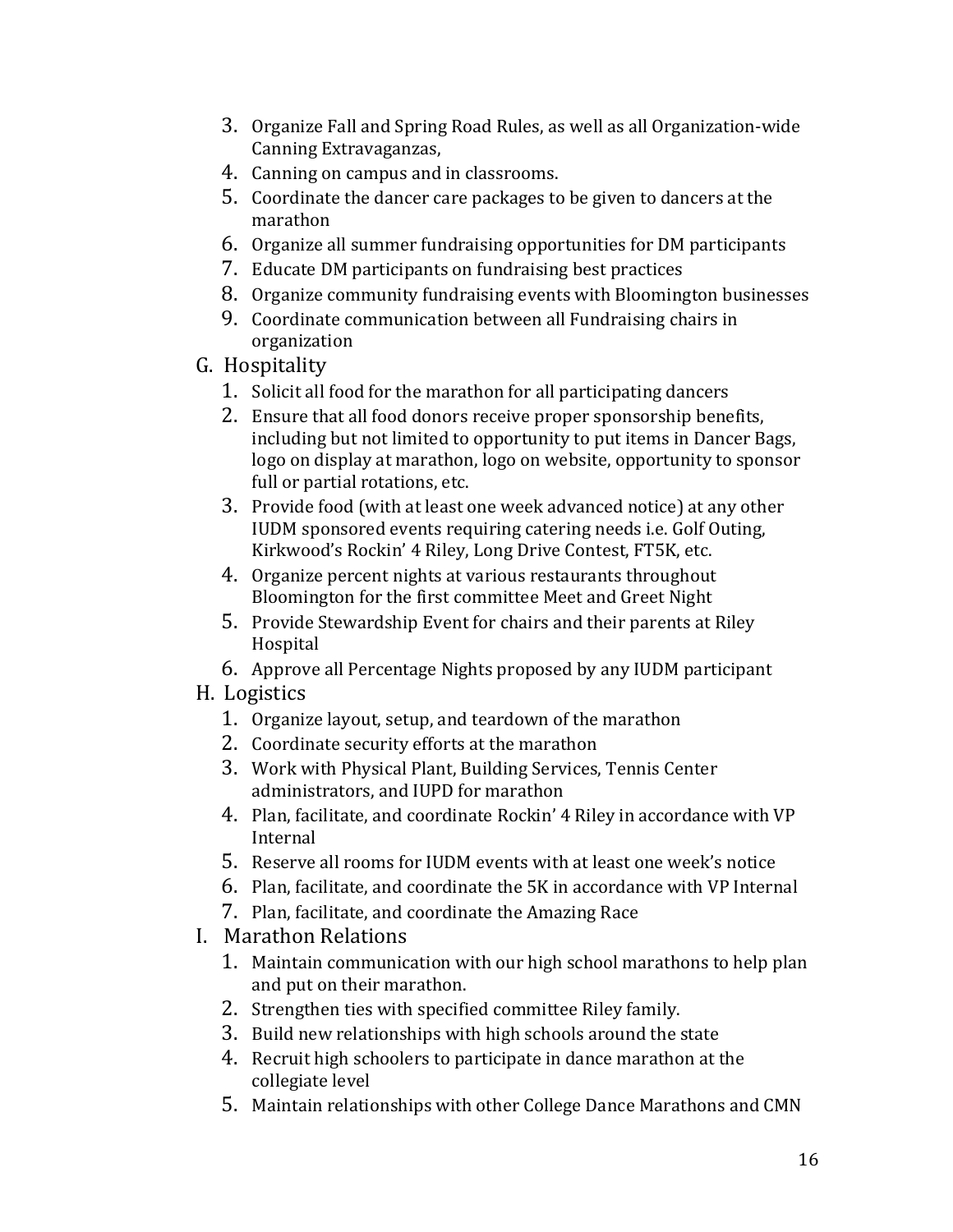3. Organize Fall and Spring Road Rules, as well as all Organization-wide Canning Extravaganzas,
4. Canning on campus and in classrooms.
5. Coordinate the dancer care packages to be given to dancers at the marathon
6. Organize all summer fundraising opportunities for DM participants
7. Educate DM participants on fundraising best practices
8. Organize community fundraising events with Bloomington businesses
9. Coordinate communication between all Fundraising chairs in organization

G. Hospitality

1. Solicit all food for the marathon for all participating dancers
2. Ensure that all food donors receive proper sponsorship benefits, including but not limited to opportunity to put items in Dancer Bags, logo on display at marathon, logo on website, opportunity to sponsor full or partial rotations, etc.
3. Provide food (with at least one week advanced notice) at any other IUDM sponsored events requiring catering needs i.e. Golf Outing, Kirkwood's Rockin' 4 Riley, Long Drive Contest, FT5K, etc.
4. Organize percent nights at various restaurants throughout Bloomington for the first committee Meet and Greet Night
5. Provide Stewardship Event for chairs and their parents at Riley Hospital
6. Approve all Percentage Nights proposed by any IUDM participant

H. Logistics

1. Organize layout, setup, and teardown of the marathon
2. Coordinate security efforts at the marathon
3. Work with Physical Plant, Building Services, Tennis Center administrators, and IUPD for marathon
4. Plan, facilitate, and coordinate Rockin' 4 Riley in accordance with VP Internal
5. Reserve all rooms for IUDM events with at least one week's notice
6. Plan, facilitate, and coordinate the 5K in accordance with VP Internal
7. Plan, facilitate, and coordinate the Amazing Race

I. Marathon Relations

1. Maintain communication with our high school marathons to help plan and put on their marathon.
2. Strengthen ties with specified committee Riley family.
3. Build new relationships with high schools around the state
4. Recruit high schoolers to participate in dance marathon at the collegiate level
5. Maintain relationships with other College Dance Marathons and CMN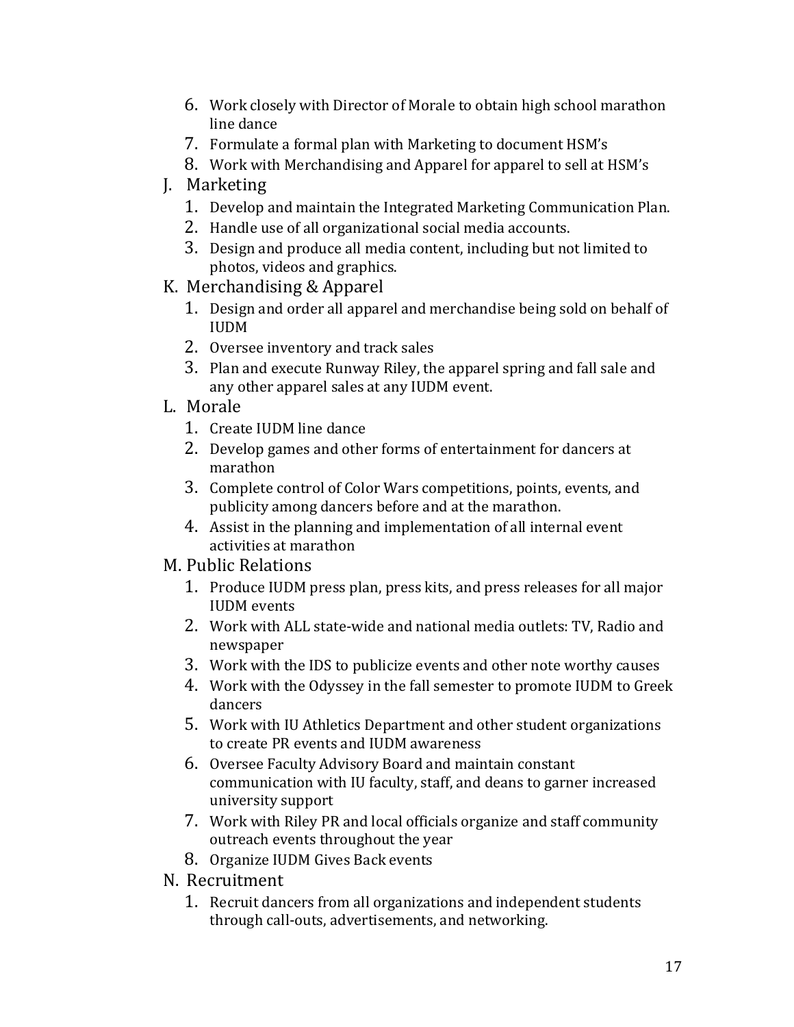6. Work closely with Director of Morale to obtain high school marathon line dance
7. Formulate a formal plan with Marketing to document HSM's
8. Work with Merchandising and Apparel for apparel to sell at HSM's

J. Marketing
1. Develop and maintain the Integrated Marketing Communication Plan.
2. Handle use of all organizational social media accounts.
3. Design and produce all media content, including but not limited to photos, videos and graphics.

K. Merchandising & Apparel
1. Design and order all apparel and merchandise being sold on behalf of IUDM
2. Oversee inventory and track sales
3. Plan and execute Runway Riley, the apparel spring and fall sale and any other apparel sales at any IUDM event.

L. Morale
1. Create IUDM line dance
2. Develop games and other forms of entertainment for dancers at marathon
3. Complete control of Color Wars competitions, points, events, and publicity among dancers before and at the marathon.
4. Assist in the planning and implementation of all internal event activities at marathon

M. Public Relations
1. Produce IUDM press plan, press kits, and press releases for all major IUDM events
2. Work with ALL state-wide and national media outlets: TV, Radio and newspaper
3. Work with the IDS to publicize events and other note worthy causes
4. Work with the Odyssey in the fall semester to promote IUDM to Greek dancers
5. Work with IU Athletics Department and other student organizations to create PR events and IUDM awareness
6. Oversee Faculty Advisory Board and maintain constant communication with IU faculty, staff, and deans to garner increased university support
7. Work with Riley PR and local officials organize and staff community outreach events throughout the year
8. Organize IUDM Gives Back events

N. Recruitment
1. Recruit dancers from all organizations and independent students through call-outs, advertisements, and networking.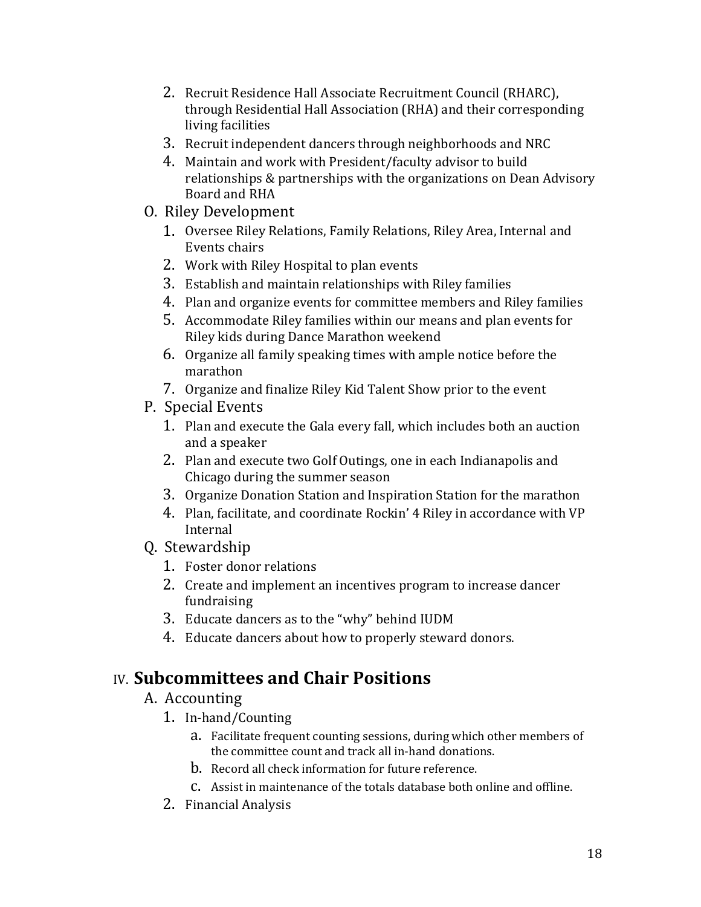2. Recruit Residence Hall Associate Recruitment Council (RHARC), through Residential Hall Association (RHA) and their corresponding living facilities
3. Recruit independent dancers through neighborhoods and NRC
4. Maintain and work with President/faculty advisor to build relationships & partnerships with the organizations on Dean Advisory Board and RHA

O. Riley Development

1. Oversee Riley Relations, Family Relations, Riley Area, Internal and Events chairs
2. Work with Riley Hospital to plan events
3. Establish and maintain relationships with Riley families
4. Plan and organize events for committee members and Riley families
5. Accommodate Riley families within our means and plan events for Riley kids during Dance Marathon weekend
6. Organize all family speaking times with ample notice before the marathon
7. Organize and finalize Riley Kid Talent Show prior to the event

P. Special Events

1. Plan and execute the Gala every fall, which includes both an auction and a speaker
2. Plan and execute two Golf Outings, one in each Indianapolis and Chicago during the summer season
3. Organize Donation Station and Inspiration Station for the marathon
4. Plan, facilitate, and coordinate Rockin' 4 Riley in accordance with VP Internal

Q. Stewardship

1. Foster donor relations
2. Create and implement an incentives program to increase dancer fundraising
3. Educate dancers as to the "why" behind IUDM
4. Educate dancers about how to properly steward donors.

## IV. **Subcommittees and Chair Positions**

A. Accounting

1. In-hand/Counting
   a. Facilitate frequent counting sessions, during which other members of the committee count and track all in-hand donations.
   b. Record all check information for future reference.
   c. Assist in maintenance of the totals database both online and offline.
2. Financial Analysis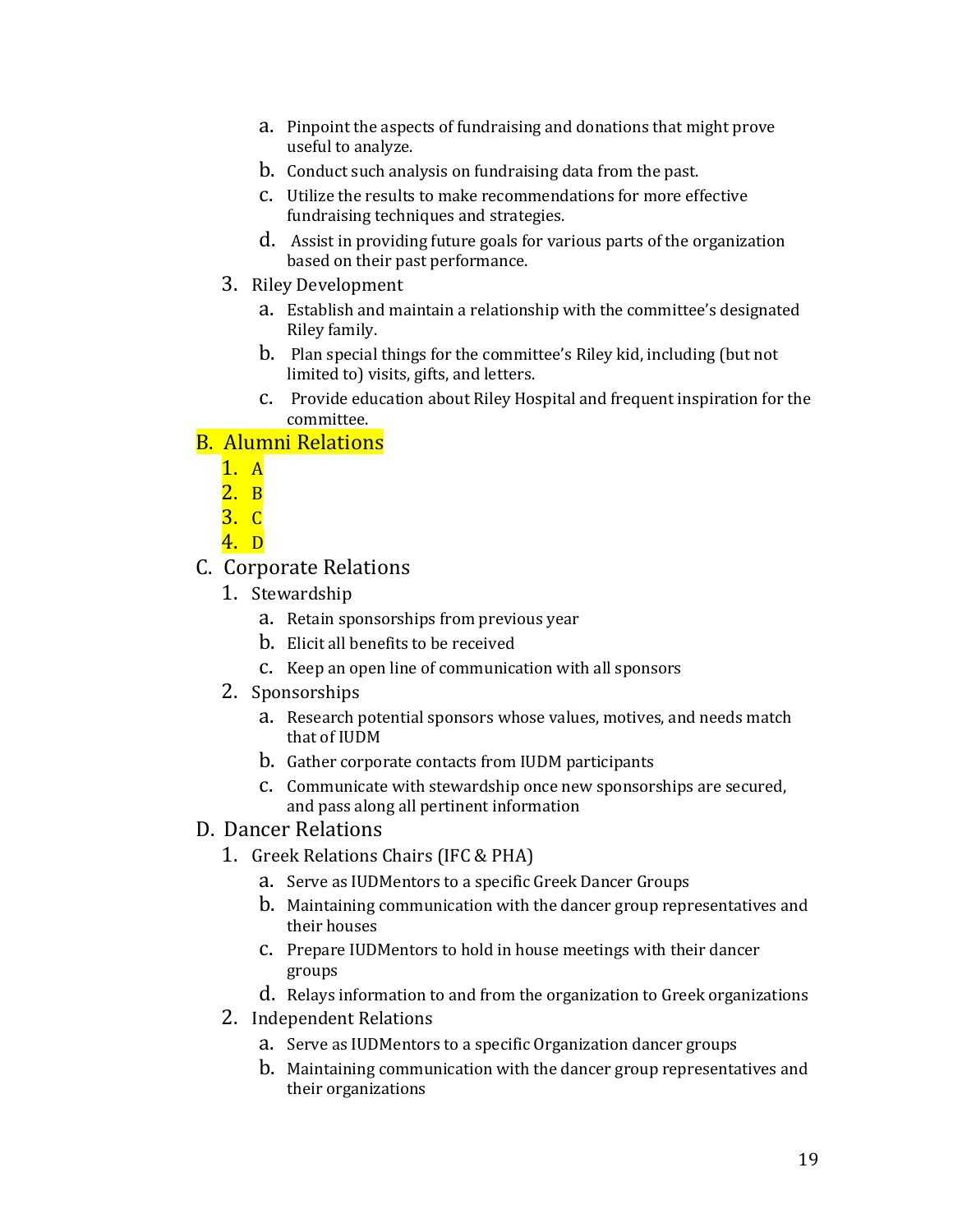a. Pinpoint the aspects of fundraising and donations that might prove useful to analyze.
   b. Conduct such analysis on fundraising data from the past.
   c. Utilize the results to make recommendations for more effective fundraising techniques and strategies.
   d. Assist in providing future goals for various parts of the organization based on their past performance.

3. Riley Development
   a. Establish and maintain a relationship with the committee's designated Riley family.
   b. Plan special things for the committee's Riley kid, including (but not limited to) visits, gifts, and letters.
   c. Provide education about Riley Hospital and frequent inspiration for the committee.

B. Alumni Relations
   1. A
   2. B
   3. C
   4. D

C. Corporate Relations
   1. Stewardship
      a. Retain sponsorships from previous year
      b. Elicit all benefits to be received
      c. Keep an open line of communication with all sponsors
   2. Sponsorships
      a. Research potential sponsors whose values, motives, and needs match that of IUDM
      b. Gather corporate contacts from IUDM participants
      c. Communicate with stewardship once new sponsorships are secured, and pass along all pertinent information

D. Dancer Relations
   1. Greek Relations Chairs (IFC & PHA)
      a. Serve as IUDMentors to a specific Greek Dancer Groups
      b. Maintaining communication with the dancer group representatives and their houses
      c. Prepare IUDMentors to hold in house meetings with their dancer groups
      d. Relays information to and from the organization to Greek organizations
   2. Independent Relations
      a. Serve as IUDMentors to a specific Organization dancer groups
      b. Maintaining communication with the dancer group representatives and their organizations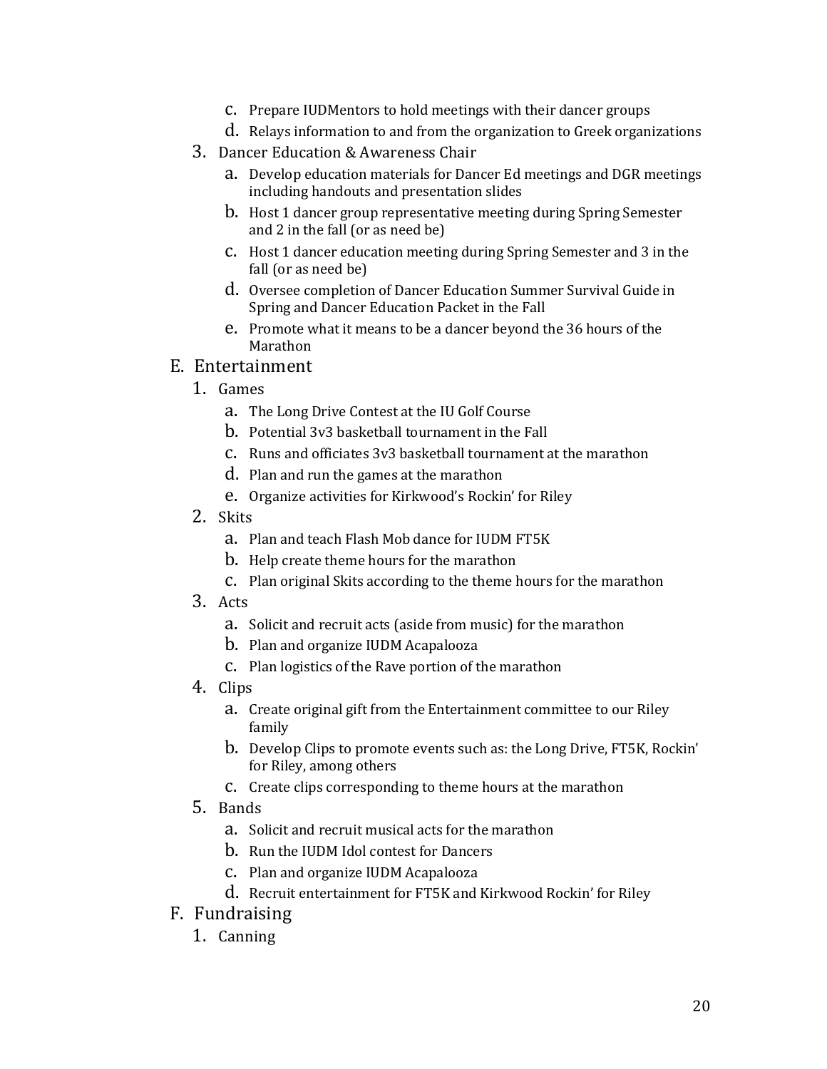c. Prepare IUDMentors to hold meetings with their dancer groups
   d. Relays information to and from the organization to Greek organizations

3. Dancer Education & Awareness Chair
   a. Develop education materials for Dancer Ed meetings and DGR meetings including handouts and presentation slides
   b. Host 1 dancer group representative meeting during Spring Semester and 2 in the fall (or as need be)
   c. Host 1 dancer education meeting during Spring Semester and 3 in the fall (or as need be)
   d. Oversee completion of Dancer Education Summer Survival Guide in Spring and Dancer Education Packet in the Fall
   e. Promote what it means to be a dancer beyond the 36 hours of the Marathon

E. Entertainment

1. Games
   a. The Long Drive Contest at the IU Golf Course
   b. Potential 3v3 basketball tournament in the Fall
   c. Runs and officiates 3v3 basketball tournament at the marathon
   d. Plan and run the games at the marathon
   e. Organize activities for Kirkwood's Rockin' for Riley

2. Skits
   a. Plan and teach Flash Mob dance for IUDM FT5K
   b. Help create theme hours for the marathon
   c. Plan original Skits according to the theme hours for the marathon

3. Acts
   a. Solicit and recruit acts (aside from music) for the marathon
   b. Plan and organize IUDM Acapalooza
   c. Plan logistics of the Rave portion of the marathon

4. Clips
   a. Create original gift from the Entertainment committee to our Riley family
   b. Develop Clips to promote events such as: the Long Drive, FT5K, Rockin' for Riley, among others
   c. Create clips corresponding to theme hours at the marathon

5. Bands
   a. Solicit and recruit musical acts for the marathon
   b. Run the IUDM Idol contest for Dancers
   c. Plan and organize IUDM Acapalooza
   d. Recruit entertainment for FT5K and Kirkwood Rockin' for Riley

F. Fundraising

1. Canning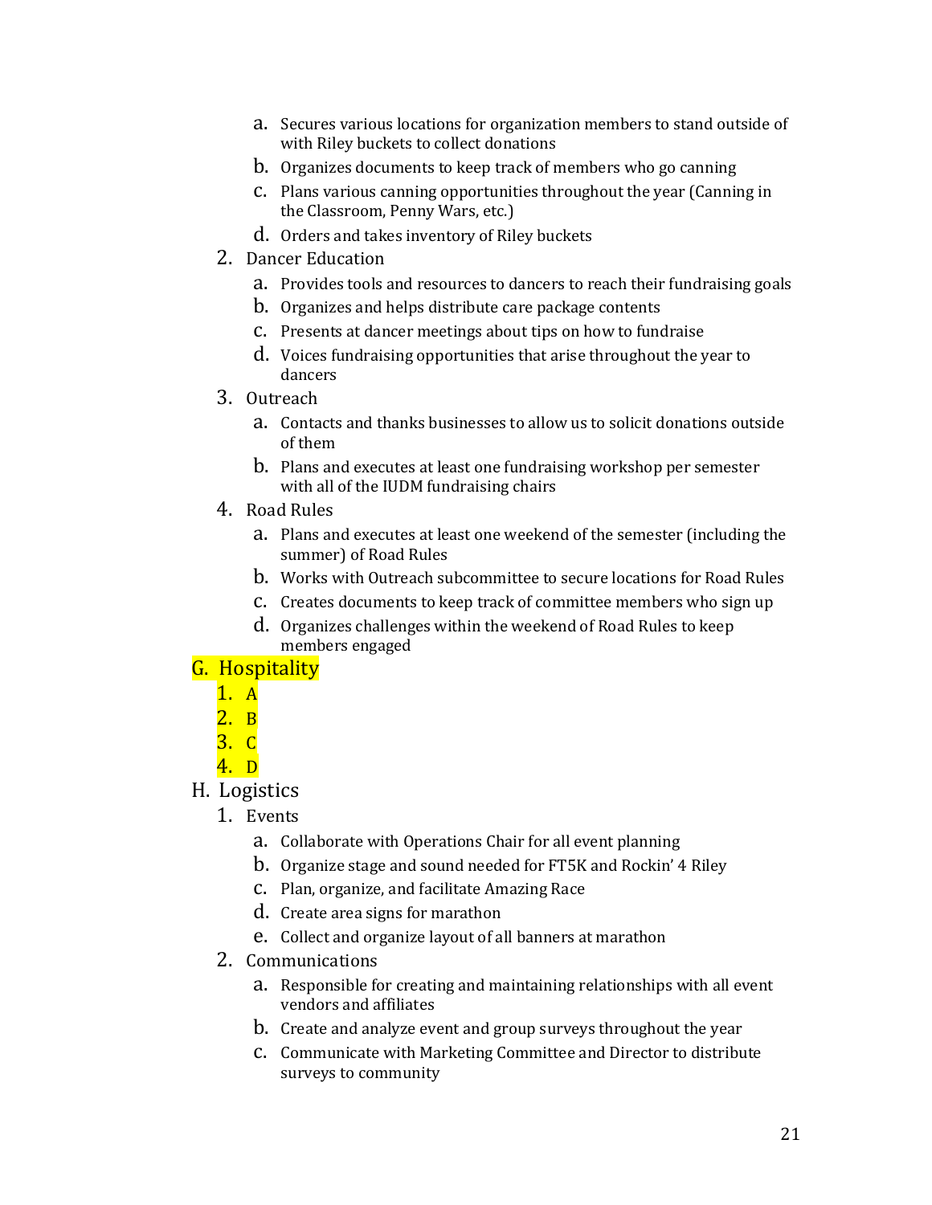a. Secures various locations for organization members to stand outside of with Riley buckets to collect donations
   b. Organizes documents to keep track of members who go canning
   c. Plans various canning opportunities throughout the year (Canning in the Classroom, Penny Wars, etc.)
   d. Orders and takes inventory of Riley buckets
2. Dancer Education
   a. Provides tools and resources to dancers to reach their fundraising goals
   b. Organizes and helps distribute care package contents
   c. Presents at dancer meetings about tips on how to fundraise
   d. Voices fundraising opportunities that arise throughout the year to dancers
3. Outreach
   a. Contacts and thanks businesses to allow us to solicit donations outside of them
   b. Plans and executes at least one fundraising workshop per semester with all of the IUDM fundraising chairs
4. Road Rules
   a. Plans and executes at least one weekend of the semester (including the summer) of Road Rules
   b. Works with Outreach subcommittee to secure locations for Road Rules
   c. Creates documents to keep track of committee members who sign up
   d. Organizes challenges within the weekend of Road Rules to keep members engaged

G. Hospitality
   1. A
   2. B
   3. C
   4. D

H. Logistics
   1. Events
      a. Collaborate with Operations Chair for all event planning
      b. Organize stage and sound needed for FT5K and Rockin' 4 Riley
      c. Plan, organize, and facilitate Amazing Race
      d. Create area signs for marathon
      e. Collect and organize layout of all banners at marathon
   2. Communications
      a. Responsible for creating and maintaining relationships with all event vendors and affiliates
      b. Create and analyze event and group surveys throughout the year
      c. Communicate with Marketing Committee and Director to distribute surveys to community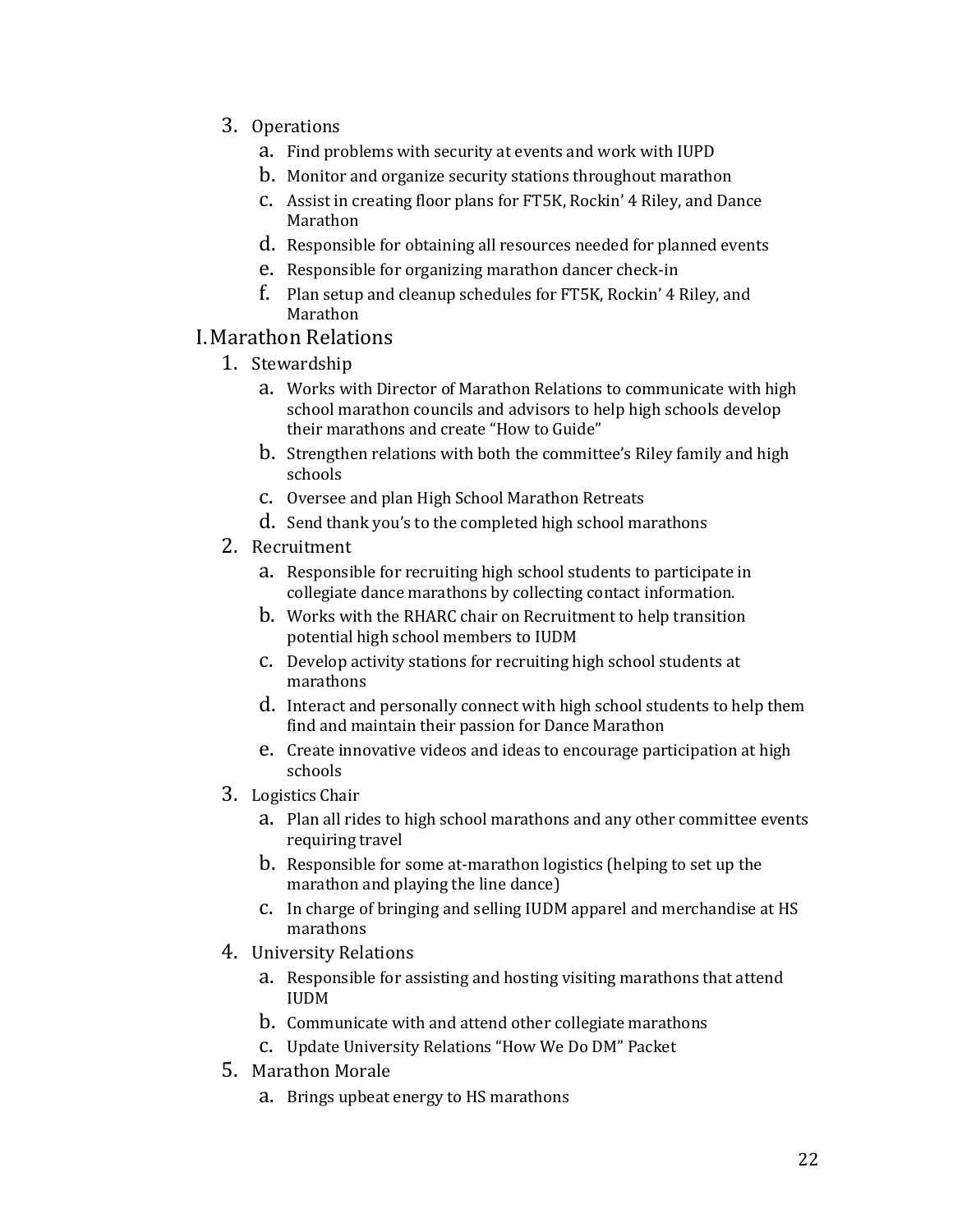3. Operations
    a. Find problems with security at events and work with IUPD
    b. Monitor and organize security stations throughout marathon
    c. Assist in creating floor plans for FT5K, Rockin' 4 Riley, and Dance Marathon
    d. Responsible for obtaining all resources needed for planned events
    e. Responsible for organizing marathon dancer check-in
    f. Plan setup and cleanup schedules for FT5K, Rockin' 4 Riley, and Marathon

## I. Marathon Relations

1. Stewardship
    a. Works with Director of Marathon Relations to communicate with high school marathon councils and advisors to help high schools develop their marathons and create "How to Guide"
    b. Strengthen relations with both the committee's Riley family and high schools
    c. Oversee and plan High School Marathon Retreats
    d. Send thank you's to the completed high school marathons
2. Recruitment
    a. Responsible for recruiting high school students to participate in collegiate dance marathons by collecting contact information.
    b. Works with the RHARC chair on Recruitment to help transition potential high school members to IUDM
    c. Develop activity stations for recruiting high school students at marathons
    d. Interact and personally connect with high school students to help them find and maintain their passion for Dance Marathon
    e. Create innovative videos and ideas to encourage participation at high schools
3. Logistics Chair
    a. Plan all rides to high school marathons and any other committee events requiring travel
    b. Responsible for some at-marathon logistics (helping to set up the marathon and playing the line dance)
    c. In charge of bringing and selling IUDM apparel and merchandise at HS marathons
4. University Relations
    a. Responsible for assisting and hosting visiting marathons that attend IUDM
    b. Communicate with and attend other collegiate marathons
    c. Update University Relations "How We Do DM" Packet
5. Marathon Morale
    a. Brings upbeat energy to HS marathons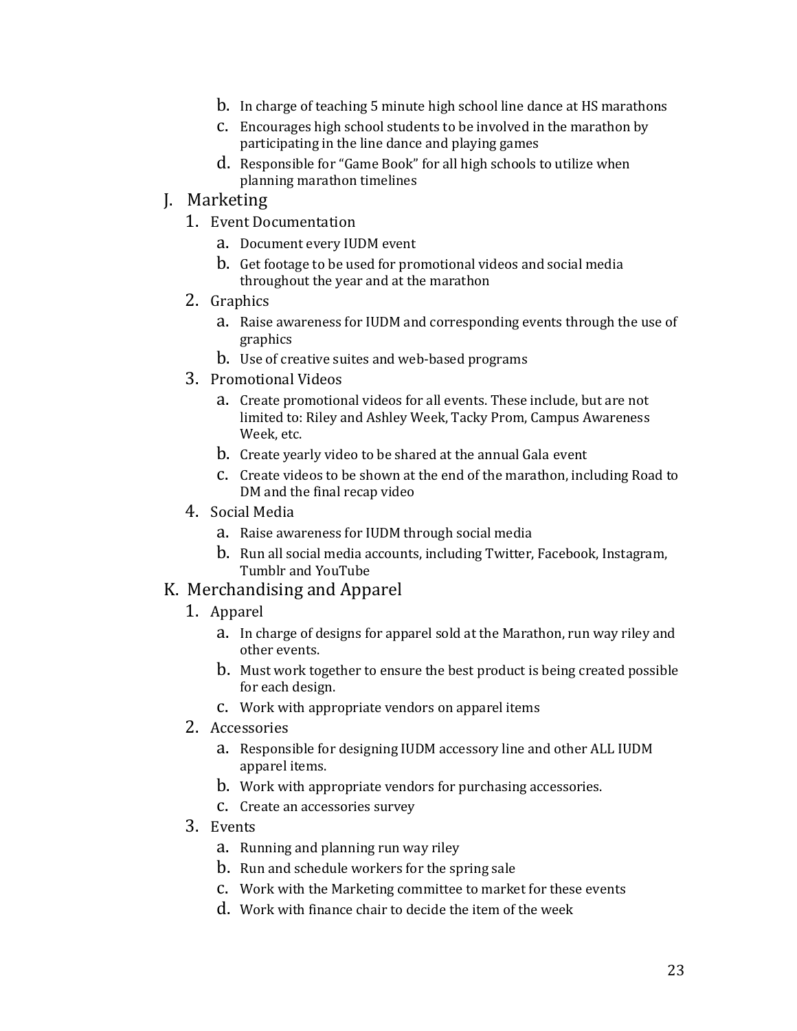b. In charge of teaching 5 minute high school line dance at HS marathons
   c. Encourages high school students to be involved in the marathon by participating in the line dance and playing games
   d. Responsible for "Game Book" for all high schools to utilize when planning marathon timelines

J. Marketing
   1. Event Documentation
      a. Document every IUDM event
      b. Get footage to be used for promotional videos and social media throughout the year and at the marathon
   2. Graphics
      a. Raise awareness for IUDM and corresponding events through the use of graphics
      b. Use of creative suites and web-based programs
   3. Promotional Videos
      a. Create promotional videos for all events. These include, but are not limited to: Riley and Ashley Week, Tacky Prom, Campus Awareness Week, etc.
      b. Create yearly video to be shared at the annual Gala event
      c. Create videos to be shown at the end of the marathon, including Road to DM and the final recap video
   4. Social Media
      a. Raise awareness for IUDM through social media
      b. Run all social media accounts, including Twitter, Facebook, Instagram, Tumblr and YouTube

K. Merchandising and Apparel
   1. Apparel
      a. In charge of designs for apparel sold at the Marathon, run way riley and other events.
      b. Must work together to ensure the best product is being created possible for each design.
      c. Work with appropriate vendors on apparel items
   2. Accessories
      a. Responsible for designing IUDM accessory line and other ALL IUDM apparel items.
      b. Work with appropriate vendors for purchasing accessories.
      c. Create an accessories survey
   3. Events
      a. Running and planning run way riley
      b. Run and schedule workers for the spring sale
      c. Work with the Marketing committee to market for these events
      d. Work with finance chair to decide the item of the week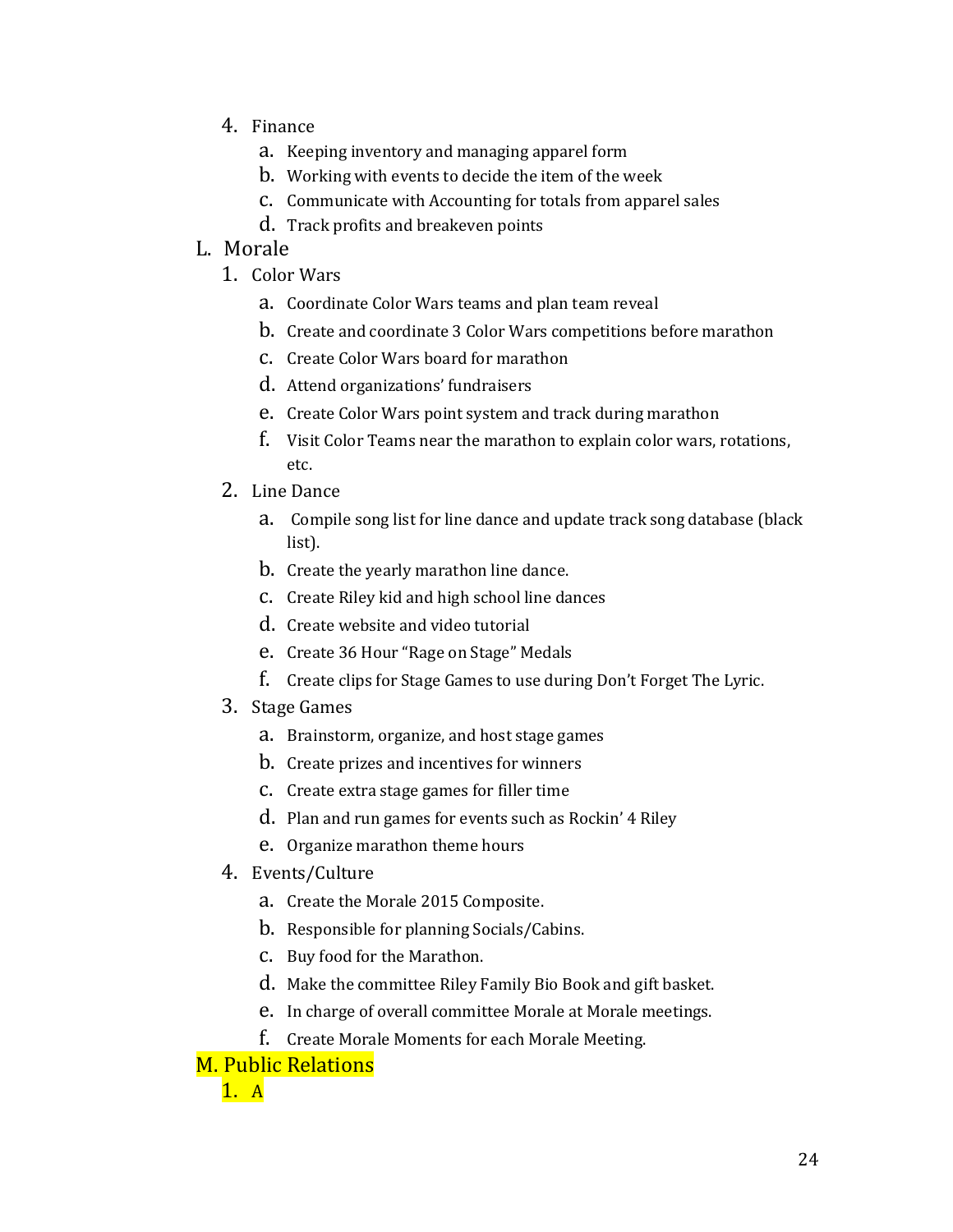4. Finance
    a. Keeping inventory and managing apparel form
    b. Working with events to decide the item of the week
    c. Communicate with Accounting for totals from apparel sales
    d. Track profits and breakeven points

L. Morale
1. Color Wars
    a. Coordinate Color Wars teams and plan team reveal
    b. Create and coordinate 3 Color Wars competitions before marathon
    c. Create Color Wars board for marathon
    d. Attend organizations' fundraisers
    e. Create Color Wars point system and track during marathon
    f. Visit Color Teams near the marathon to explain color wars, rotations, etc.
2. Line Dance
    a. Compile song list for line dance and update track song database (black list).
    b. Create the yearly marathon line dance.
    c. Create Riley kid and high school line dances
    d. Create website and video tutorial
    e. Create 36 Hour "Rage on Stage" Medals
    f. Create clips for Stage Games to use during Don't Forget The Lyric.
3. Stage Games
    a. Brainstorm, organize, and host stage games
    b. Create prizes and incentives for winners
    c. Create extra stage games for filler time
    d. Plan and run games for events such as Rockin' 4 Riley
    e. Organize marathon theme hours
4. Events/Culture
    a. Create the Morale 2015 Composite.
    b. Responsible for planning Socials/Cabins.
    c. Buy food for the Marathon.
    d. Make the committee Riley Family Bio Book and gift basket.
    e. In charge of overall committee Morale at Morale meetings.
    f. Create Morale Moments for each Morale Meeting.

M. Public Relations
1. A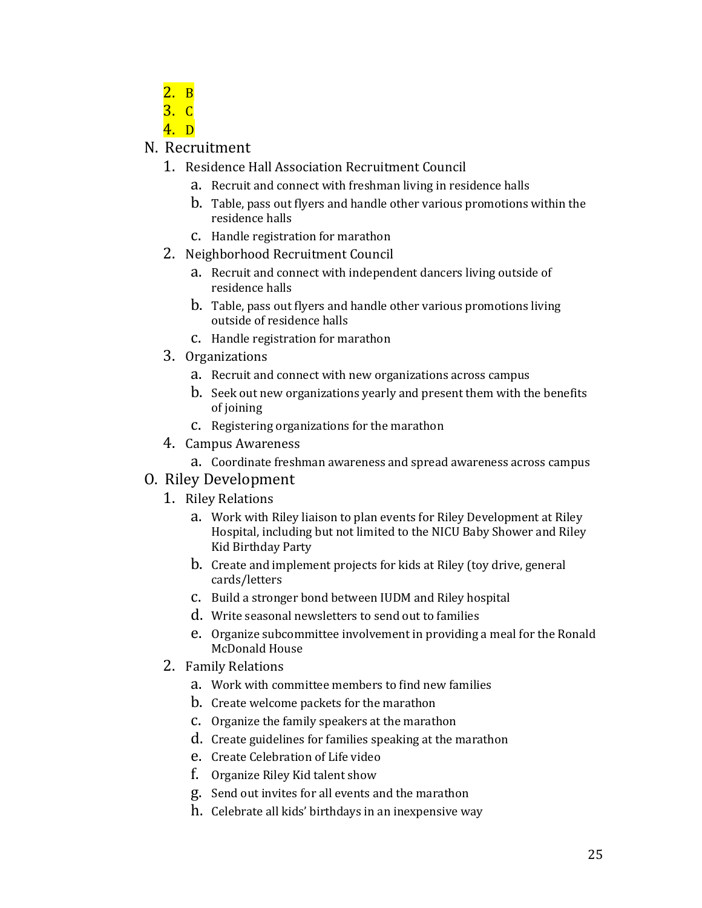2. B
3. C
4. D

N. Recruitment
   1. Residence Hall Association Recruitment Council
      a. Recruit and connect with freshman living in residence halls
      b. Table, pass out flyers and handle other various promotions within the residence halls
      c. Handle registration for marathon
   2. Neighborhood Recruitment Council
      a. Recruit and connect with independent dancers living outside of residence halls
      b. Table, pass out flyers and handle other various promotions living outside of residence halls
      c. Handle registration for marathon
   3. Organizations
      a. Recruit and connect with new organizations across campus
      b. Seek out new organizations yearly and present them with the benefits of joining
      c. Registering organizations for the marathon
   4. Campus Awareness
      a. Coordinate freshman awareness and spread awareness across campus

O. Riley Development
   1. Riley Relations
      a. Work with Riley liaison to plan events for Riley Development at Riley Hospital, including but not limited to the NICU Baby Shower and Riley Kid Birthday Party
      b. Create and implement projects for kids at Riley (toy drive, general cards/letters
      c. Build a stronger bond between IUDM and Riley hospital
      d. Write seasonal newsletters to send out to families
      e. Organize subcommittee involvement in providing a meal for the Ronald McDonald House
   2. Family Relations
      a. Work with committee members to find new families
      b. Create welcome packets for the marathon
      c. Organize the family speakers at the marathon
      d. Create guidelines for families speaking at the marathon
      e. Create Celebration of Life video
      f. Organize Riley Kid talent show
      g. Send out invites for all events and the marathon
      h. Celebrate all kids' birthdays in an inexpensive way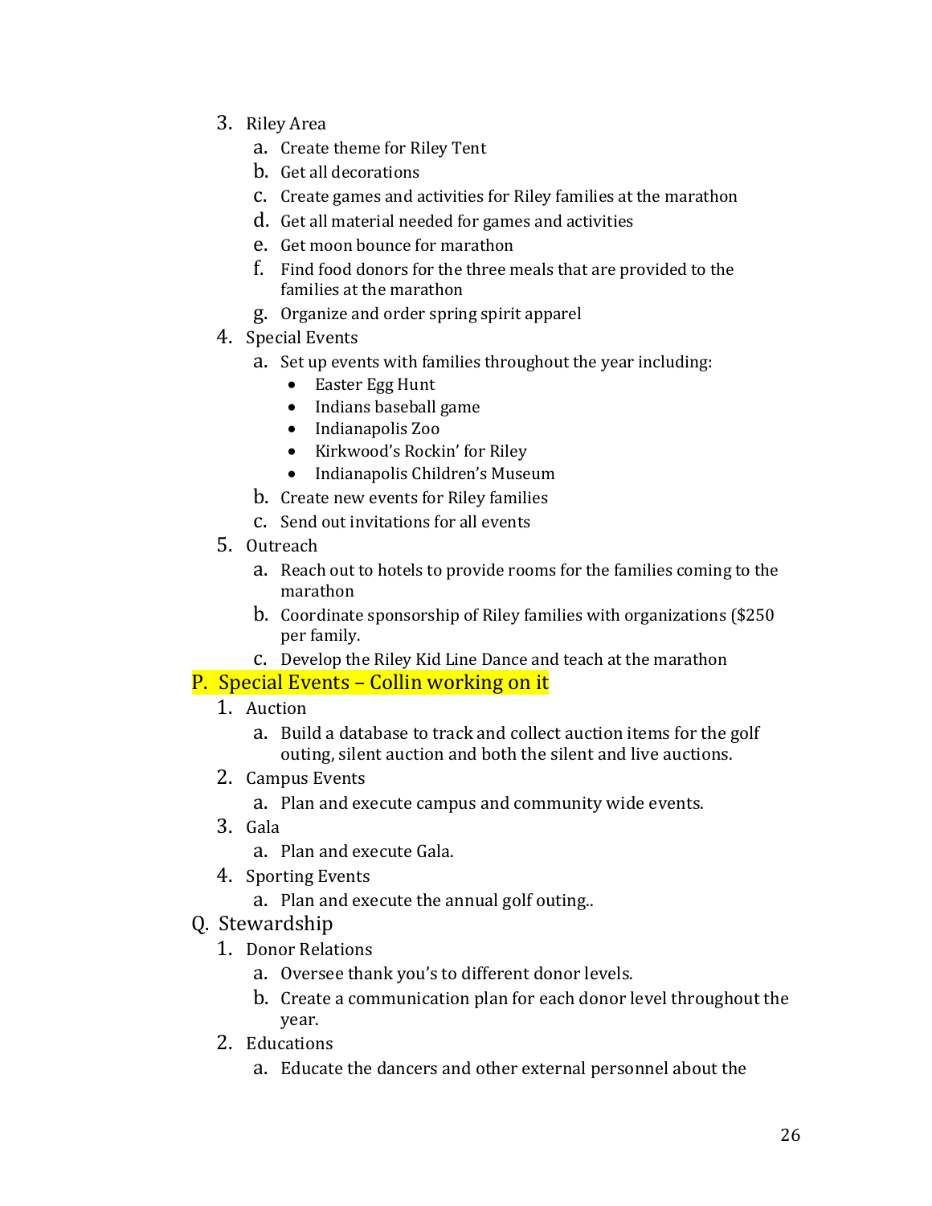3. Riley Area
    a. Create theme for Riley Tent
    b. Get all decorations
    c. Create games and activities for Riley families at the marathon
    d. Get all material needed for games and activities
    e. Get moon bounce for marathon
    f. Find food donors for the three meals that are provided to the families at the marathon
    g. Organize and order spring spirit apparel
4. Special Events
    a. Set up events with families throughout the year including:
        - Easter Egg Hunt
        - Indians baseball game
        - Indianapolis Zoo
        - Kirkwood's Rockin' for Riley
        - Indianapolis Children's Museum
    b. Create new events for Riley families
    c. Send out invitations for all events
5. Outreach
    a. Reach out to hotels to provide rooms for the families coming to the marathon
    b. Coordinate sponsorship of Riley families with organizations ($250 per family.
    c. Develop the Riley Kid Line Dance and teach at the marathon

P. Special Events – Collin working on it

1. Auction
    a. Build a database to track and collect auction items for the golf outing, silent auction and both the silent and live auctions.
2. Campus Events
    a. Plan and execute campus and community wide events.
3. Gala
    a. Plan and execute Gala.
4. Sporting Events
    a. Plan and execute the annual golf outing..

Q. Stewardship

1. Donor Relations
    a. Oversee thank you's to different donor levels.
    b. Create a communication plan for each donor level throughout the year.
2. Educations
    a. Educate the dancers and other external personnel about the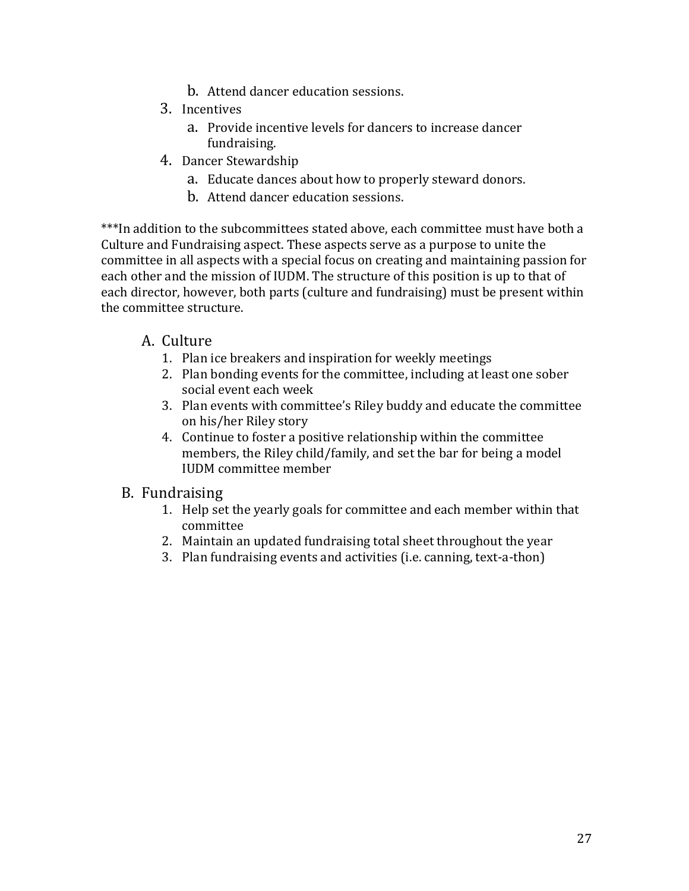b. Attend dancer education sessions.

3. Incentives
   a. Provide incentive levels for dancers to increase dancer fundraising.
4. Dancer Stewardship
   a. Educate dances about how to properly steward donors.
   b. Attend dancer education sessions.

***In addition to the subcommittees stated above, each committee must have both a Culture and Fundraising aspect. These aspects serve as a purpose to unite the committee in all aspects with a special focus on creating and maintaining passion for each other and the mission of IUDM. The structure of this position is up to that of each director, however, both parts (culture and fundraising) must be present within the committee structure.

A. Culture
   1. Plan ice breakers and inspiration for weekly meetings
   2. Plan bonding events for the committee, including at least one sober social event each week
   3. Plan events with committee's Riley buddy and educate the committee on his/her Riley story
   4. Continue to foster a positive relationship within the committee members, the Riley child/family, and set the bar for being a model IUDM committee member

B. Fundraising
   1. Help set the yearly goals for committee and each member within that committee
   2. Maintain an updated fundraising total sheet throughout the year
   3. Plan fundraising events and activities (i.e. canning, text-a-thon)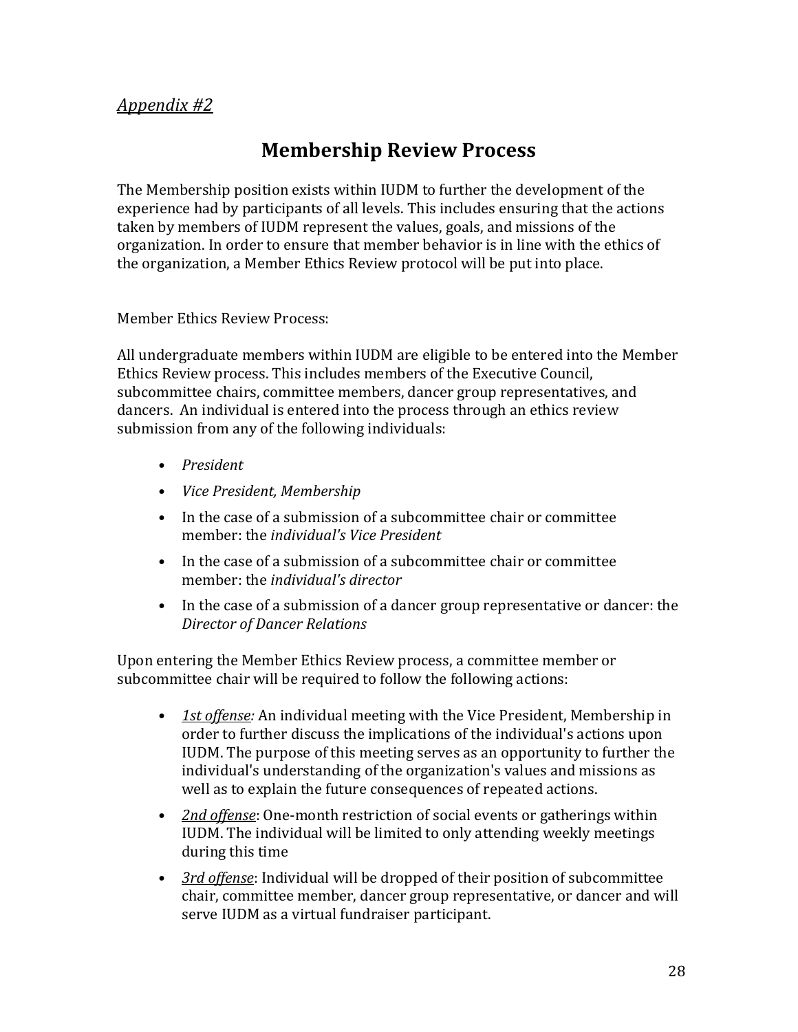*Appendix #2*

# Membership Review Process

The Membership position exists within IUDM to further the development of the experience had by participants of all levels. This includes ensuring that the actions taken by members of IUDM represent the values, goals, and missions of the organization. In order to ensure that member behavior is in line with the ethics of the organization, a Member Ethics Review protocol will be put into place.

Member Ethics Review Process:

All undergraduate members within IUDM are eligible to be entered into the Member Ethics Review process. This includes members of the Executive Council, subcommittee chairs, committee members, dancer group representatives, and dancers. An individual is entered into the process through an ethics review submission from any of the following individuals:

- *President*
- *Vice President, Membership*
- In the case of a submission of a subcommittee chair or committee member: the *individual's Vice President*
- In the case of a submission of a subcommittee chair or committee member: the *individual's director*
- In the case of a submission of a dancer group representative or dancer: the *Director of Dancer Relations*

Upon entering the Member Ethics Review process, a committee member or subcommittee chair will be required to follow the following actions:

- *1st offense:* An individual meeting with the Vice President, Membership in order to further discuss the implications of the individual's actions upon IUDM. The purpose of this meeting serves as an opportunity to further the individual's understanding of the organization's values and missions as well as to explain the future consequences of repeated actions.
- *2nd offense*: One-month restriction of social events or gatherings within IUDM. The individual will be limited to only attending weekly meetings during this time
- *3rd offense*: Individual will be dropped of their position of subcommittee chair, committee member, dancer group representative, or dancer and will serve IUDM as a virtual fundraiser participant.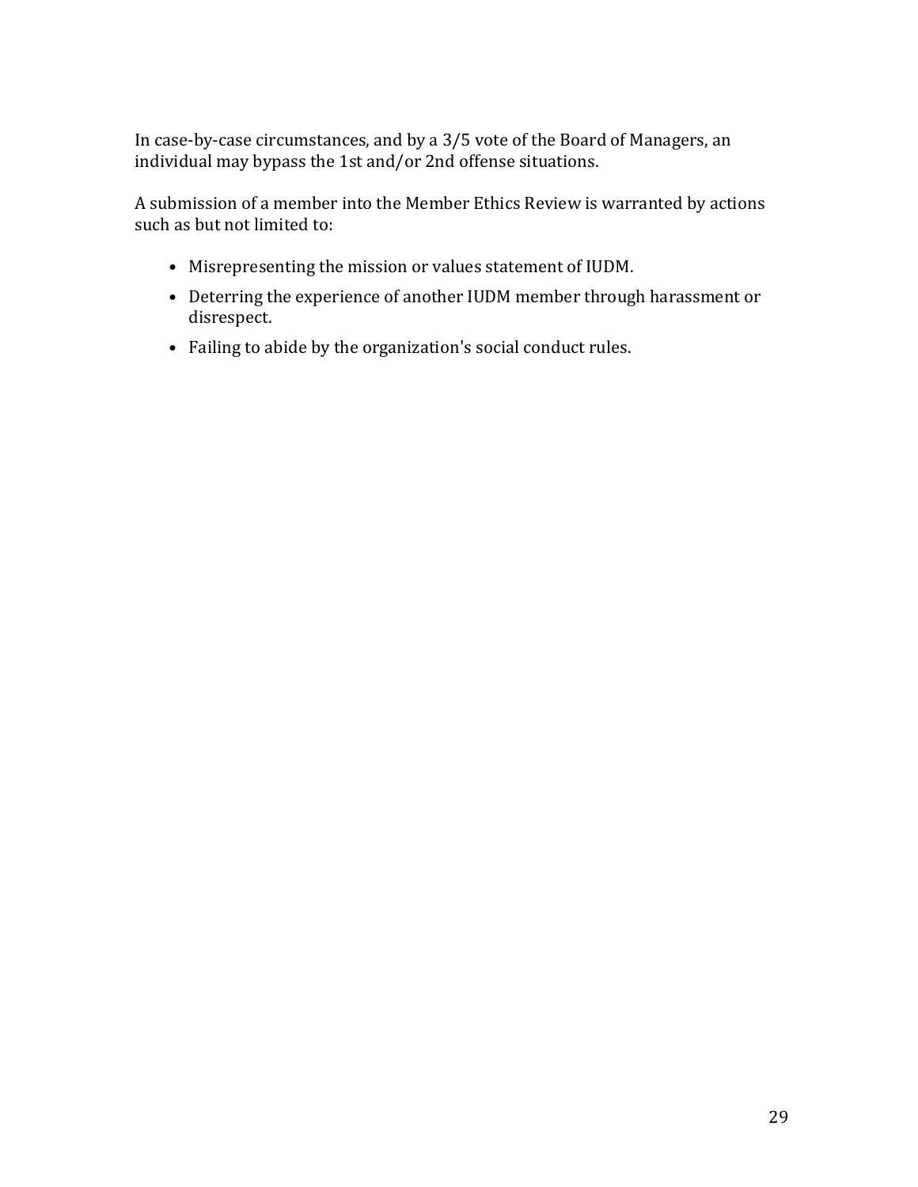In case-by-case circumstances, and by a 3/5 vote of the Board of Managers, an individual may bypass the 1st and/or 2nd offense situations.

A submission of a member into the Member Ethics Review is warranted by actions such as but not limited to:

- Misrepresenting the mission or values statement of IUDM.
- Deterring the experience of another IUDM member through harassment or disrespect.
- Failing to abide by the organization's social conduct rules.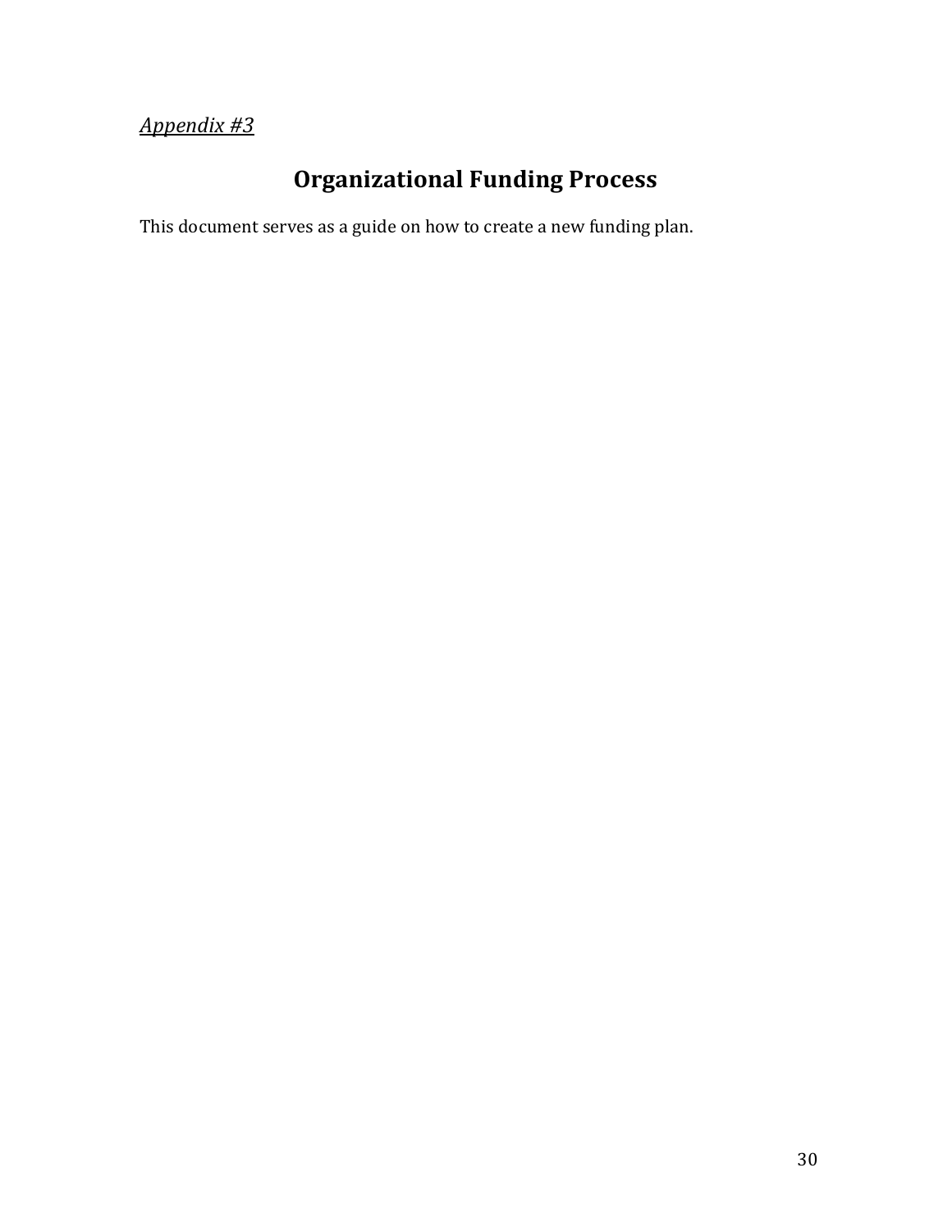*Appendix #3*

# Organizational Funding Process

This document serves as a guide on how to create a new funding plan.